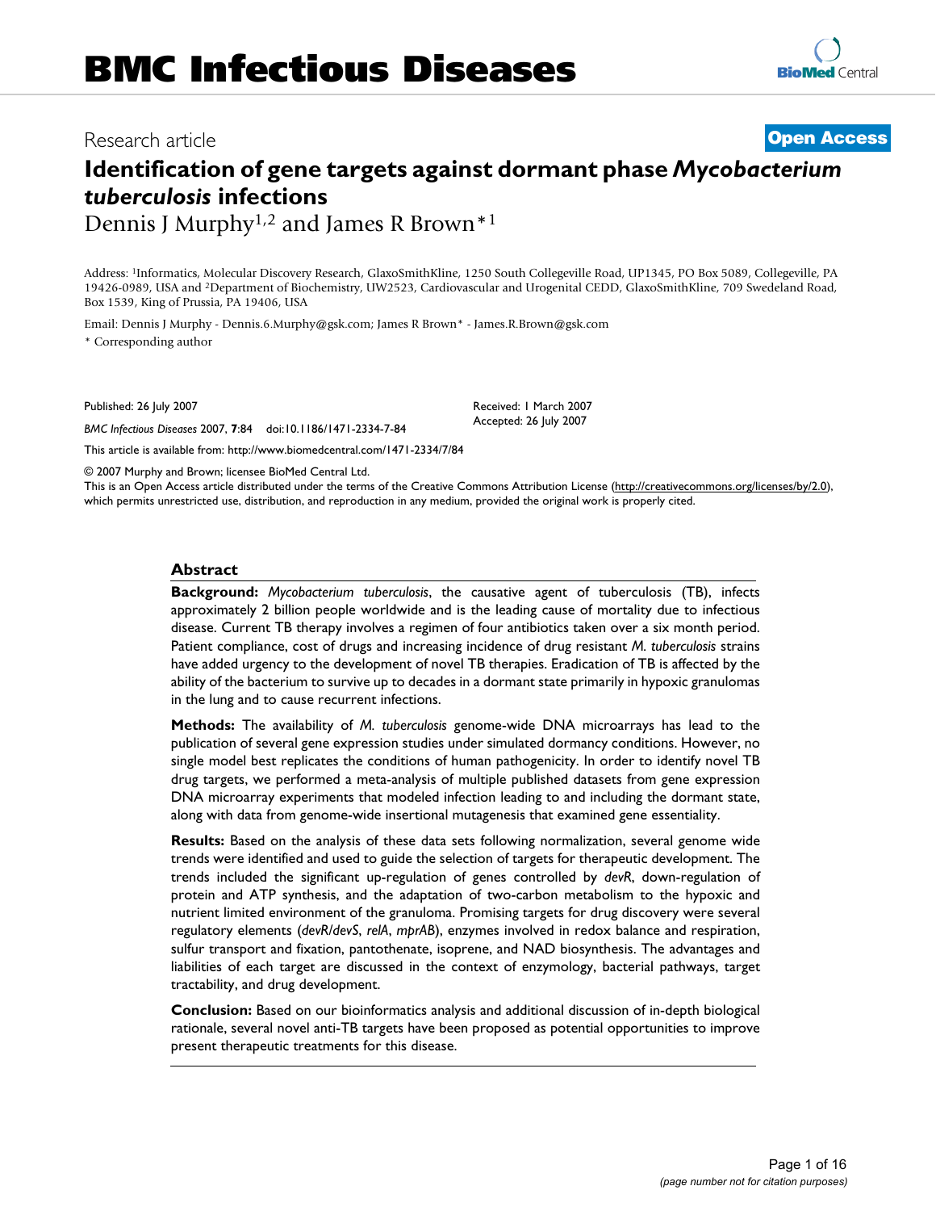Research article

**Open Access**

# Identification of gene targets against dormant phase *Mycobacterium tuberculosis* infections

Dennis J Murphy[1,2] and James R Brown*[1]

Address: [1]Informatics, Molecular Discovery Research, GlaxoSmithKline, 1250 South Collegeville Road, UP1345, PO Box 5089, Collegeville, PA 19426-0989, USA and [2]Department of Biochemistry, UW2523, Cardiovascular and Urogenital CEDD, GlaxoSmithKline, 709 Swedeland Road, Box 1539, King of Prussia, PA 19406, USA

Email: Dennis J Murphy - Dennis.6.Murphy@gsk.com; James R Brown* - James.R.Brown@gsk.com

* Corresponding author

Published: 26 July 2007

*BMC Infectious Diseases* 2007, **7**:84 doi:10.1186/1471-2334-7-84

Received: 1 March 2007
Accepted: 26 July 2007

This article is available from: http://www.biomedcentral.com/1471-2334/7/84

© 2007 Murphy and Brown; licensee BioMed Central Ltd.
This is an Open Access article distributed under the terms of the Creative Commons Attribution License (http://creativecommons.org/licenses/by/2.0), which permits unrestricted use, distribution, and reproduction in any medium, provided the original work is properly cited.

## Abstract

**Background:** *Mycobacterium tuberculosis*, the causative agent of tuberculosis (TB), infects approximately 2 billion people worldwide and is the leading cause of mortality due to infectious disease. Current TB therapy involves a regimen of four antibiotics taken over a six month period. Patient compliance, cost of drugs and increasing incidence of drug resistant *M. tuberculosis* strains have added urgency to the development of novel TB therapies. Eradication of TB is affected by the ability of the bacterium to survive up to decades in a dormant state primarily in hypoxic granulomas in the lung and to cause recurrent infections.

**Methods:** The availability of *M. tuberculosis* genome-wide DNA microarrays has lead to the publication of several gene expression studies under simulated dormancy conditions. However, no single model best replicates the conditions of human pathogenicity. In order to identify novel TB drug targets, we performed a meta-analysis of multiple published datasets from gene expression DNA microarray experiments that modeled infection leading to and including the dormant state, along with data from genome-wide insertional mutagenesis that examined gene essentiality.

**Results:** Based on the analysis of these data sets following normalization, several genome wide trends were identified and used to guide the selection of targets for therapeutic development. The trends included the significant up-regulation of genes controlled by *devR*, down-regulation of protein and ATP synthesis, and the adaptation of two-carbon metabolism to the hypoxic and nutrient limited environment of the granuloma. Promising targets for drug discovery were several regulatory elements (*devR/devS*, *relA*, *mprAB*), enzymes involved in redox balance and respiration, sulfur transport and fixation, pantothenate, isoprene, and NAD biosynthesis. The advantages and liabilities of each target are discussed in the context of enzymology, bacterial pathways, target tractability, and drug development.

**Conclusion:** Based on our bioinformatics analysis and additional discussion of in-depth biological rationale, several novel anti-TB targets have been proposed as potential opportunities to improve present therapeutic treatments for this disease.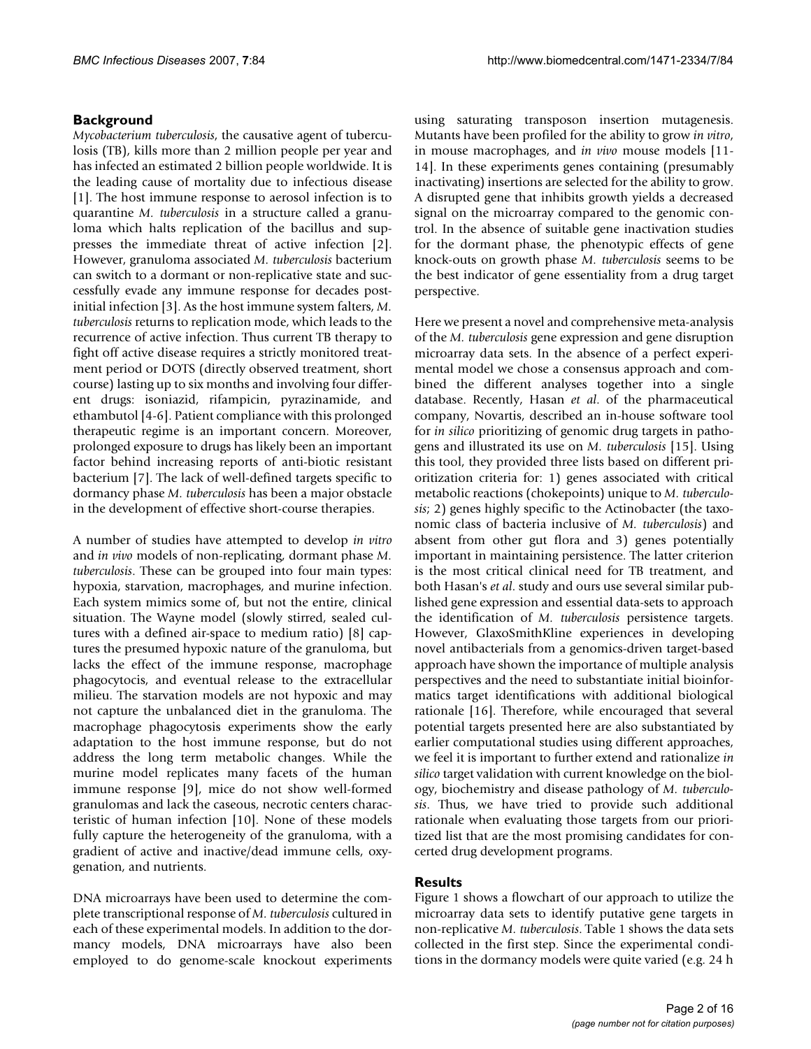## Background

*Mycobacterium tuberculosis*, the causative agent of tuberculosis (TB), kills more than 2 million people per year and has infected an estimated 2 billion people worldwide. It is the leading cause of mortality due to infectious disease [1]. The host immune response to aerosol infection is to quarantine *M. tuberculosis* in a structure called a granuloma which halts replication of the bacillus and suppresses the immediate threat of active infection [2]. However, granuloma associated *M. tuberculosis* bacterium can switch to a dormant or non-replicative state and successfully evade any immune response for decades post-initial infection [3]. As the host immune system falters, *M. tuberculosis* returns to replication mode, which leads to the recurrence of active infection. Thus current TB therapy to fight off active disease requires a strictly monitored treatment period or DOTS (directly observed treatment, short course) lasting up to six months and involving four different drugs: isoniazid, rifampicin, pyrazinamide, and ethambutol [4-6]. Patient compliance with this prolonged therapeutic regime is an important concern. Moreover, prolonged exposure to drugs has likely been an important factor behind increasing reports of anti-biotic resistant bacterium [7]. The lack of well-defined targets specific to dormancy phase *M. tuberculosis* has been a major obstacle in the development of effective short-course therapies.

A number of studies have attempted to develop *in vitro* and *in vivo* models of non-replicating, dormant phase *M. tuberculosis*. These can be grouped into four main types: hypoxia, starvation, macrophages, and murine infection. Each system mimics some of, but not the entire, clinical situation. The Wayne model (slowly stirred, sealed cultures with a defined air-space to medium ratio) [8] captures the presumed hypoxic nature of the granuloma, but lacks the effect of the immune response, macrophage phagocytosis, and eventual release to the extracellular milieu. The starvation models are not hypoxic and may not capture the unbalanced diet in the granuloma. The macrophage phagocytosis experiments show the early adaptation to the host immune response, but do not address the long term metabolic changes. While the murine model replicates many facets of the human immune response [9], mice do not show well-formed granulomas and lack the caseous, necrotic centers characteristic of human infection [10]. None of these models fully capture the heterogeneity of the granuloma, with a gradient of active and inactive/dead immune cells, oxygenation, and nutrients.

DNA microarrays have been used to determine the complete transcriptional response of *M. tuberculosis* cultured in each of these experimental models. In addition to the dormancy models, DNA microarrays have also been employed to do genome-scale knockout experiments using saturating transposon insertion mutagenesis. Mutants have been profiled for the ability to grow *in vitro*, in mouse macrophages, and *in vivo* mouse models [11-14]. In these experiments genes containing (presumably inactivating) insertions are selected for the ability to grow. A disrupted gene that inhibits growth yields a decreased signal on the microarray compared to the genomic control. In the absence of suitable gene inactivation studies for the dormant phase, the phenotypic effects of gene knock-outs on growth phase *M. tuberculosis* seems to be the best indicator of gene essentiality from a drug target perspective.

Here we present a novel and comprehensive meta-analysis of the *M. tuberculosis* gene expression and gene disruption microarray data sets. In the absence of a perfect experimental model we chose a consensus approach and combined the different analyses together into a single database. Recently, Hasan *et al*. of the pharmaceutical company, Novartis, described an in-house software tool for *in silico* prioritizing of genomic drug targets in pathogens and illustrated its use on *M. tuberculosis* [15]. Using this tool, they provided three lists based on different prioritization criteria for: 1) genes associated with critical metabolic reactions (chokepoints) unique to *M. tuberculosis*; 2) genes highly specific to the Actinobacter (the taxonomic class of bacteria inclusive of *M. tuberculosis*) and absent from other gut flora and 3) genes potentially important in maintaining persistence. The latter criterion is the most critical clinical need for TB treatment, and both Hasan's *et al*. study and ours use several similar published gene expression and essential data-sets to approach the identification of *M. tuberculosis* persistence targets. However, GlaxoSmithKline experiences in developing novel antibacterials from a genomics-driven target-based approach have shown the importance of multiple analysis perspectives and the need to substantiate initial bioinformatics target identifications with additional biological rationale [16]. Therefore, while encouraged that several potential targets presented here are also substantiated by earlier computational studies using different approaches, we feel it is important to further extend and rationalize *in silico* target validation with current knowledge on the biology, biochemistry and disease pathology of *M. tuberculosis*. Thus, we have tried to provide such additional rationale when evaluating those targets from our prioritized list that are the most promising candidates for concerted drug development programs.

## Results

Figure 1 shows a flowchart of our approach to utilize the microarray data sets to identify putative gene targets in non-replicative *M. tuberculosis*. Table 1 shows the data sets collected in the first step. Since the experimental conditions in the dormancy models were quite varied (e.g. 24 h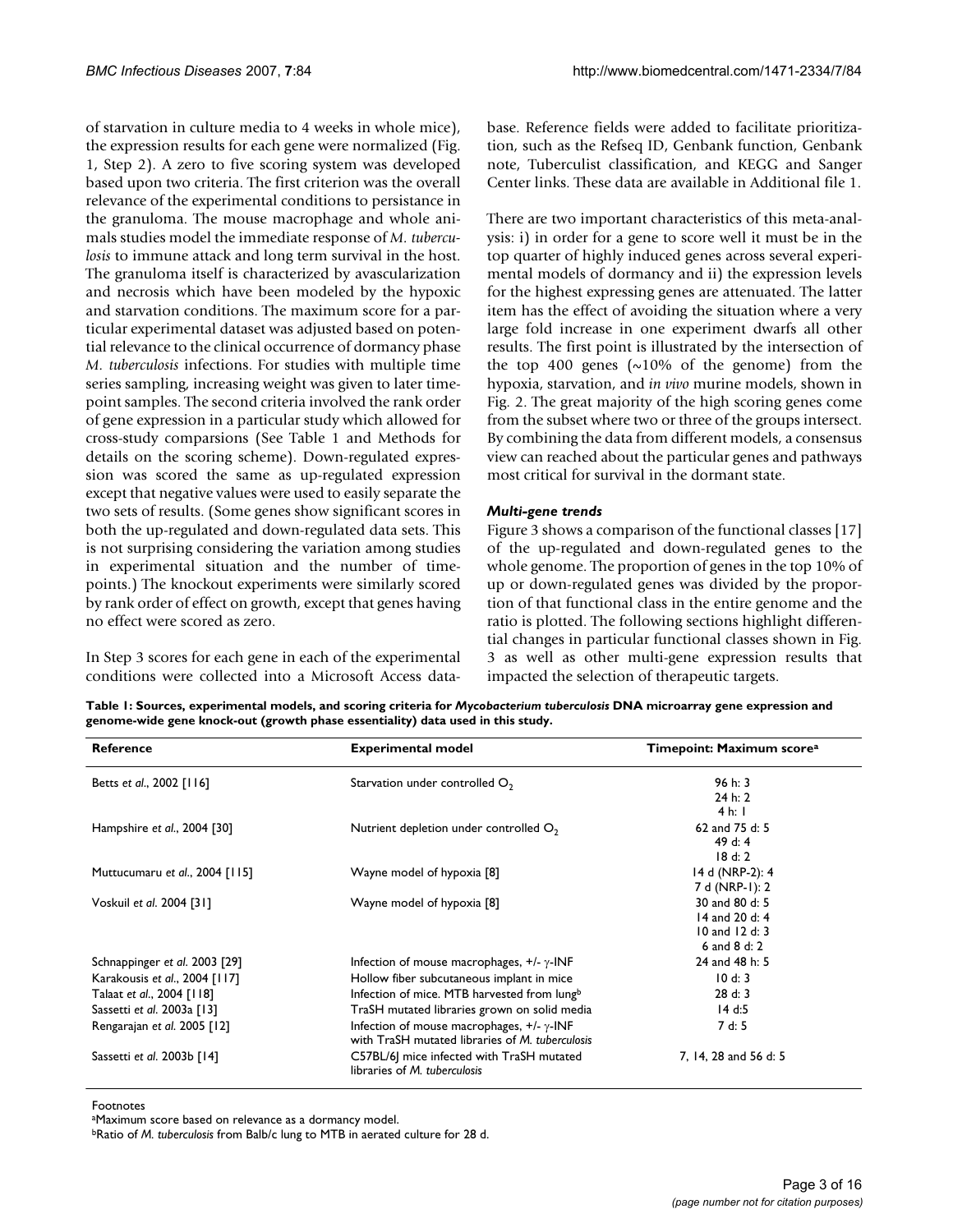of starvation in culture media to 4 weeks in whole mice), the expression results for each gene were normalized (Fig. 1, Step 2). A zero to five scoring system was developed based upon two criteria. The first criterion was the overall relevance of the experimental conditions to persistance in the granuloma. The mouse macrophage and whole animals studies model the immediate response of *M. tuberculosis* to immune attack and long term survival in the host. The granuloma itself is characterized by avascularization and necrosis which have been modeled by the hypoxic and starvation conditions. The maximum score for a particular experimental dataset was adjusted based on potential relevance to the clinical occurrence of dormancy phase *M. tuberculosis* infections. For studies with multiple time series sampling, increasing weight was given to later time-point samples. The second criteria involved the rank order of gene expression in a particular study which allowed for cross-study comparsions (See Table 1 and Methods for details on the scoring scheme). Down-regulated expression was scored the same as up-regulated expression except that negative values were used to easily separate the two sets of results. (Some genes show significant scores in both the up-regulated and down-regulated data sets. This is not surprising considering the variation among studies in experimental situation and the number of time-points.) The knockout experiments were similarly scored by rank order of effect on growth, except that genes having no effect were scored as zero.

In Step 3 scores for each gene in each of the experimental conditions were collected into a Microsoft Access database. Reference fields were added to facilitate prioritization, such as the Refseq ID, Genbank function, Genbank note, Tuberculist classification, and KEGG and Sanger Center links. These data are available in Additional file 1.

There are two important characteristics of this meta-analysis: i) in order for a gene to score well it must be in the top quarter of highly induced genes across several experimental models of dormancy and ii) the expression levels for the highest expressing genes are attenuated. The latter item has the effect of avoiding the situation where a very large fold increase in one experiment dwarfs all other results. The first point is illustrated by the intersection of the top 400 genes (~10% of the genome) from the hypoxia, starvation, and *in vivo* murine models, shown in Fig. 2. The great majority of the high scoring genes come from the subset where two or three of the groups intersect. By combining the data from different models, a consensus view can reached about the particular genes and pathways most critical for survival in the dormant state.

### *Multi-gene trends*

Figure 3 shows a comparison of the functional classes [17] of the up-regulated and down-regulated genes to the whole genome. The proportion of genes in the top 10% of up or down-regulated genes was divided by the proportion of that functional class in the entire genome and the ratio is plotted. The following sections highlight differential changes in particular functional classes shown in Fig. 3 as well as other multi-gene expression results that impacted the selection of therapeutic targets.

**Table 1: Sources, experimental models, and scoring criteria for *Mycobacterium tuberculosis* DNA microarray gene expression and genome-wide gene knock-out (growth phase essentiality) data used in this study.**

| Reference | Experimental model | Timepoint: Maximum score[a] |
|---|---|---|
| Betts *et al.*, 2002 [116] | Starvation under controlled $O_2$ | 96 h: 3<br>24 h: 2<br>4 h: 1 |
| Hampshire *et al.*, 2004 [30] | Nutrient depletion under controlled $O_2$ | 62 and 75 d: 5<br>49 d: 4<br>18 d: 2 |
| Muttucumaru *et al.*, 2004 [115] | Wayne model of hypoxia [8] | 14 d (NRP-2): 4<br>7 d (NRP-1): 2 |
| Voskuil *et al.* 2004 [31] | Wayne model of hypoxia [8] | 30 and 80 d: 5<br>14 and 20 d: 4<br>10 and 12 d: 3<br>6 and 8 d: 2 |
| Schnappinger *et al.* 2003 [29] | Infection of mouse macrophages, +/- γ-INF | 24 and 48 h: 5 |
| Karakousis *et al.*, 2004 [117] | Hollow fiber subcutaneous implant in mice | 10 d: 3 |
| Talaat *et al.*, 2004 [118] | Infection of mice. MTB harvested from lung[b] | 28 d: 3 |
| Sassetti *et al.* 2003a [13] | TraSH mutated libraries grown on solid media | 14 d:5 |
| Rengarajan *et al.* 2005 [12] | Infection of mouse macrophages, +/- γ-INF with TraSH mutated libraries of *M. tuberculosis* | 7 d: 5 |
| Sassetti *et al.* 2003b [14] | C57BL/6J mice infected with TraSH mutated libraries of *M. tuberculosis* | 7, 14, 28 and 56 d: 5 |

Footnotes

[a]Maximum score based on relevance as a dormancy model.

[b]Ratio of *M. tuberculosis* from Balb/c lung to MTB in aerated culture for 28 d.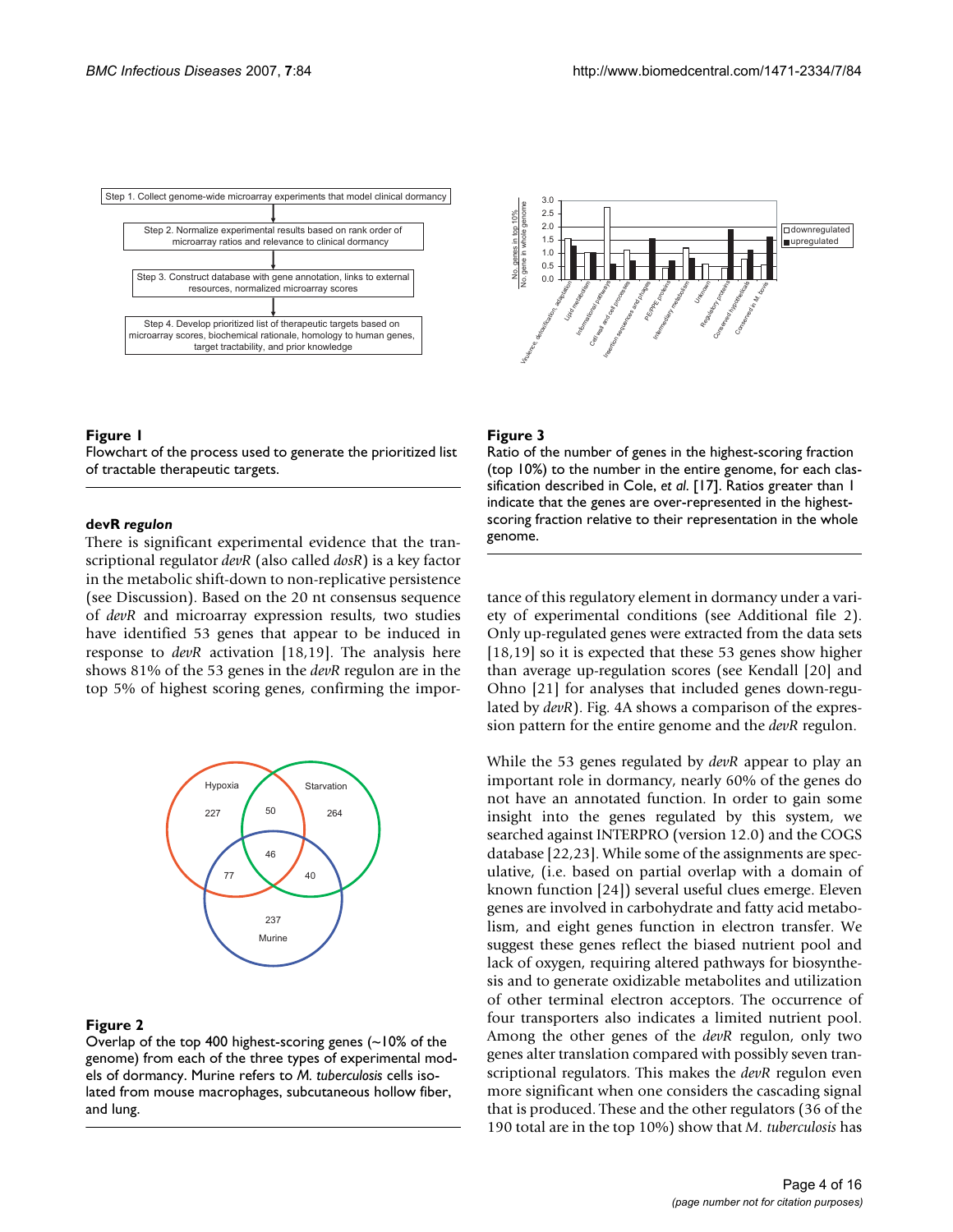**Figure 1**

Flowchart of the process used to generate the prioritized list of tractable therapeutic targets.

**Figure 3**

Ratio of the number of genes in the highest-scoring fraction (top 10%) to the number in the entire genome, for each classification described in Cole, *et al*. [17]. Ratios greater than 1 indicate that the genes are over-represented in the highest-scoring fraction relative to their representation in the whole genome.

### devR *regulon*

There is significant experimental evidence that the transcriptional regulator *devR* (also called *dosR*) is a key factor in the metabolic shift-down to non-replicative persistence (see Discussion). Based on the 20 nt consensus sequence of *devR* and microarray expression results, two studies have identified 53 genes that appear to be induced in response to *devR* activation [18,19]. The analysis here shows 81% of the 53 genes in the *devR* regulon are in the top 5% of highest scoring genes, confirming the importance of this regulatory element in dormancy under a variety of experimental conditions (see Additional file 2). Only up-regulated genes were extracted from the data sets [18,19] so it is expected that these 53 genes show higher than average up-regulation scores (see Kendall [20] and Ohno [21] for analyses that included genes down-regulated by *devR*). Fig. 4A shows a comparison of the expression pattern for the entire genome and the *devR* regulon.

**Figure 2**

Overlap of the top 400 highest-scoring genes (~10% of the genome) from each of the three types of experimental models of dormancy. Murine refers to *M. tuberculosis* cells isolated from mouse macrophages, subcutaneous hollow fiber, and lung.

While the 53 genes regulated by *devR* appear to play an important role in dormancy, nearly 60% of the genes do not have an annotated function. In order to gain some insight into the genes regulated by this system, we searched against INTERPRO (version 12.0) and the COGS database [22,23]. While some of the assignments are speculative, (i.e. based on partial overlap with a domain of known function [24]) several useful clues emerge. Eleven genes are involved in carbohydrate and fatty acid metabolism, and eight genes function in electron transfer. We suggest these genes reflect the biased nutrient pool and lack of oxygen, requiring altered pathways for biosynthesis and to generate oxidizable metabolites and utilization of other terminal electron acceptors. The occurrence of four transporters also indicates a limited nutrient pool. Among the other genes of the *devR* regulon, only two genes alter translation compared with possibly seven transcriptional regulators. This makes the *devR* regulon even more significant when one considers the cascading signal that is produced. These and the other regulators (36 of the 190 total are in the top 10%) show that *M. tuberculosis* has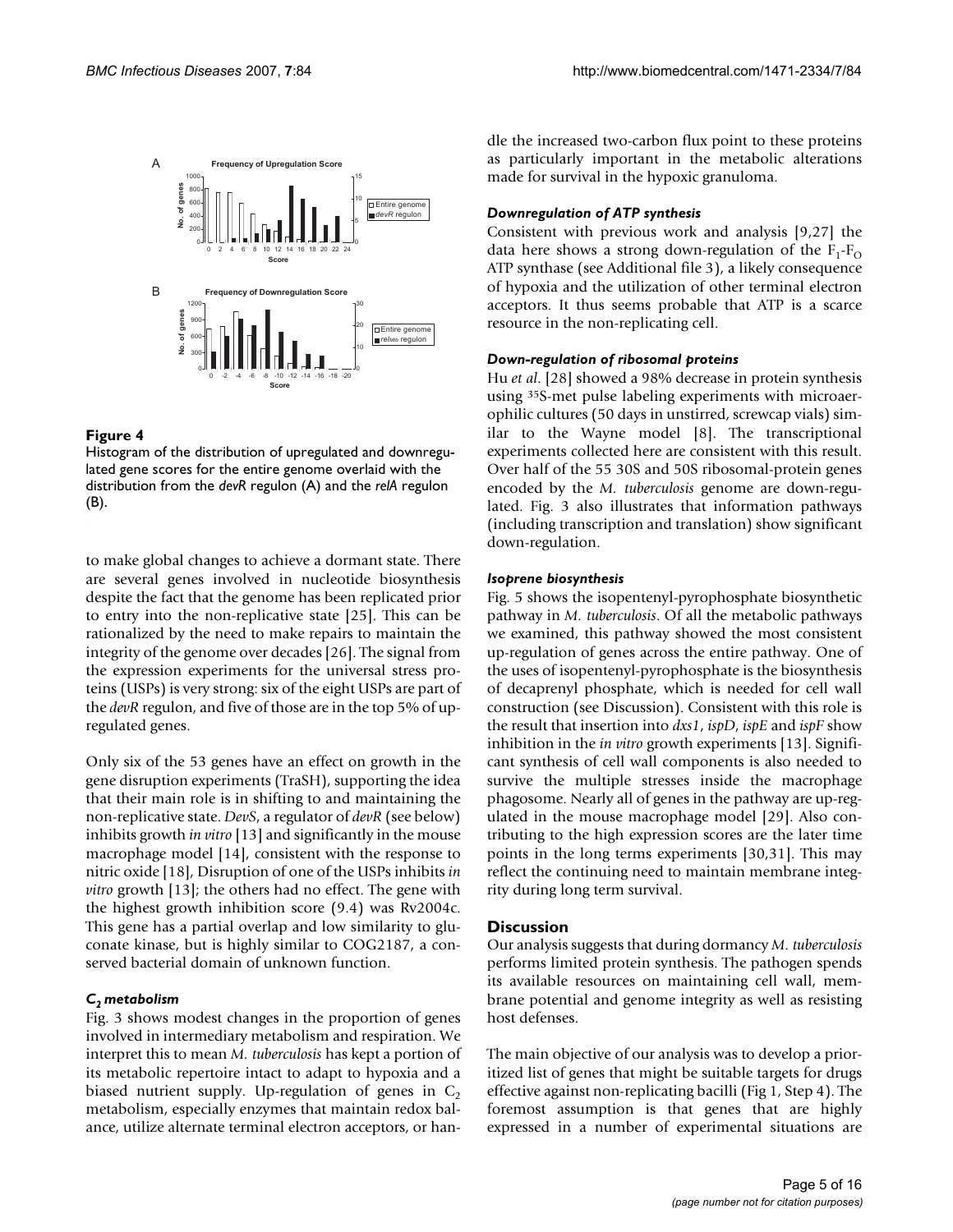**Figure 4**

Histogram of the distribution of upregulated and downregulated gene scores for the entire genome overlaid with the distribution from the *devR* regulon (A) and the *relA* regulon (B).

to make global changes to achieve a dormant state. There are several genes involved in nucleotide biosynthesis despite the fact that the genome has been replicated prior to entry into the non-replicative state [25]. This can be rationalized by the need to make repairs to maintain the integrity of the genome over decades [26]. The signal from the expression experiments for the universal stress proteins (USPs) is very strong: six of the eight USPs are part of the *devR* regulon, and five of those are in the top 5% of up-regulated genes.

Only six of the 53 genes have an effect on growth in the gene disruption experiments (TraSH), supporting the idea that their main role is in shifting to and maintaining the non-replicative state. *DevS*, a regulator of *devR* (see below) inhibits growth *in vitro* [13] and significantly in the mouse macrophage model [14], consistent with the response to nitric oxide [18], Disruption of one of the USPs inhibits *in vitro* growth [13]; the others had no effect. The gene with the highest growth inhibition score (9.4) was Rv2004c. This gene has a partial overlap and low similarity to gluconate kinase, but is highly similar to COG2187, a conserved bacterial domain of unknown function.

### *$C_2$ metabolism*

Fig. 3 shows modest changes in the proportion of genes involved in intermediary metabolism and respiration. We interpret this to mean *M. tuberculosis* has kept a portion of its metabolic repertoire intact to adapt to hypoxia and a biased nutrient supply. Up-regulation of genes in $C_2$ metabolism, especially enzymes that maintain redox balance, utilize alternate terminal electron acceptors, or handle the increased two-carbon flux point to these proteins as particularly important in the metabolic alterations made for survival in the hypoxic granuloma.

### *Downregulation of ATP synthesis*

Consistent with previous work and analysis [9,27] the data here shows a strong down-regulation of the $F_1$-$F_O$ ATP synthase (see Additional file 3), a likely consequence of hypoxia and the utilization of other terminal electron acceptors. It thus seems probable that ATP is a scarce resource in the non-replicating cell.

### *Down-regulation of ribosomal proteins*

Hu *et al*. [28] showed a 98% decrease in protein synthesis using $^{35}$S-met pulse labeling experiments with microaerophilic cultures (50 days in unstirred, screwcap vials) similar to the Wayne model [8]. The transcriptional experiments collected here are consistent with this result. Over half of the 55 30S and 50S ribosomal-protein genes encoded by the *M. tuberculosis* genome are down-regulated. Fig. 3 also illustrates that information pathways (including transcription and translation) show significant down-regulation.

### *Isoprene biosynthesis*

Fig. 5 shows the isopentenyl-pyrophosphate biosynthetic pathway in *M. tuberculosis*. Of all the metabolic pathways we examined, this pathway showed the most consistent up-regulation of genes across the entire pathway. One of the uses of isopentenyl-pyrophosphate is the biosynthesis of decaprenyl phosphate, which is needed for cell wall construction (see Discussion). Consistent with this role is the result that insertion into *dxs1*, *ispD*, *ispE* and *ispF* show inhibition in the *in vitro* growth experiments [13]. Significant synthesis of cell wall components is also needed to survive the multiple stresses inside the macrophage phagosome. Nearly all of genes in the pathway are up-regulated in the mouse macrophage model [29]. Also contributing to the high expression scores are the later time points in the long terms experiments [30,31]. This may reflect the continuing need to maintain membrane integrity during long term survival.

## Discussion

Our analysis suggests that during dormancy *M. tuberculosis* performs limited protein synthesis. The pathogen spends its available resources on maintaining cell wall, membrane potential and genome integrity as well as resisting host defenses.

The main objective of our analysis was to develop a prioritized list of genes that might be suitable targets for drugs effective against non-replicating bacilli (Fig 1, Step 4). The foremost assumption is that genes that are highly expressed in a number of experimental situations are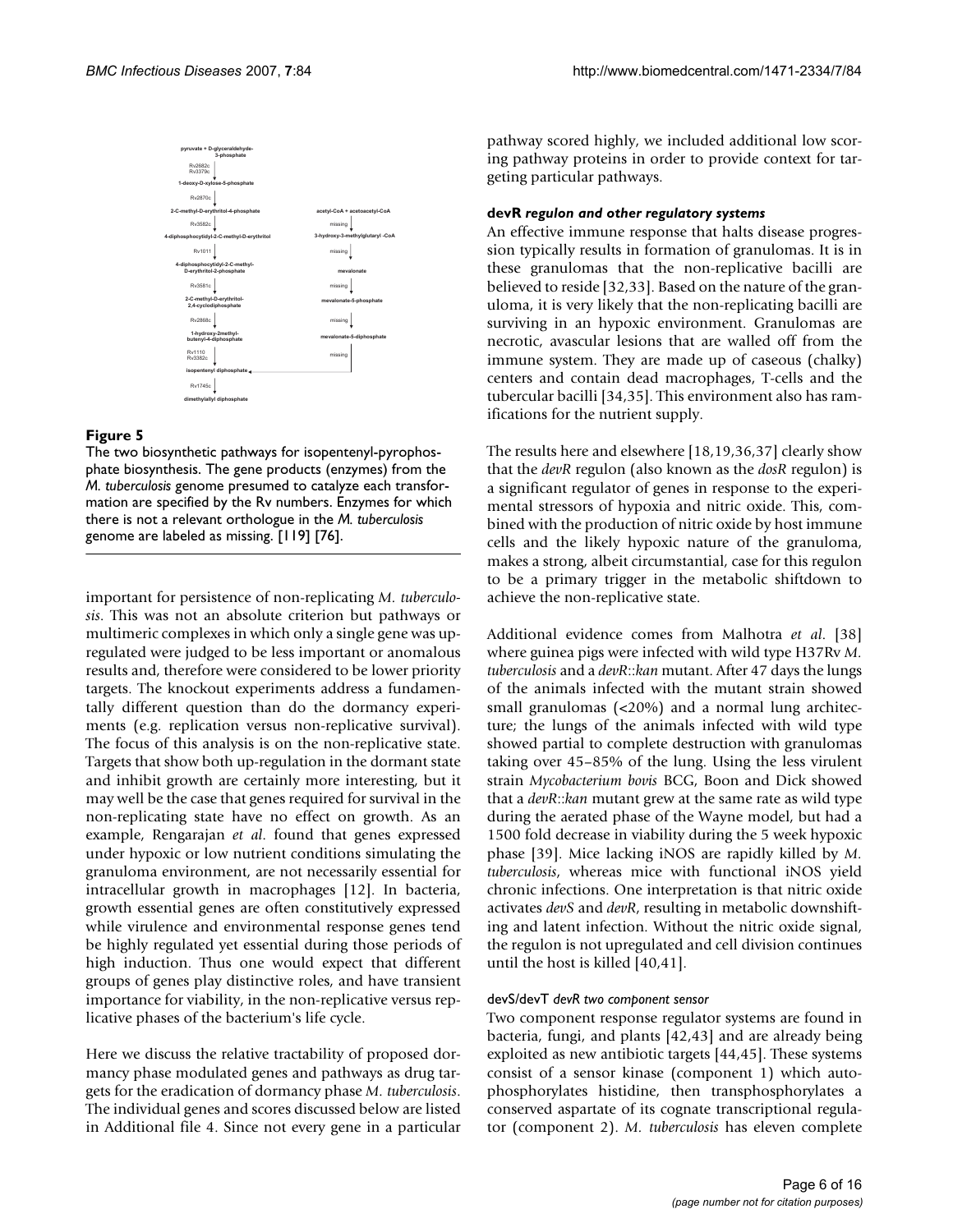pyruvate + D-glyceraldehyde-3-phosphate

Rv2682c
Rv3379c

1-deoxy-D-xylose-5-phosphate

Rv2870c

2-C-methyl-D-erythritol-4-phosphate

Rv3582c

4-diphosphocytidyl-2-C-methyl-D-erythritol

Rv1011

4-diphosphocytidyl-2-C-methyl-D-erythritol-2-phosphate

Rv3581c

2-C-methyl-D-erythritol-2,4-cyclodiphosphate

Rv2868c

1-hydroxy-2methyl-butenyl-4-diphosphate

Rv1110
Rv3382c

isopentenyl diphosphate

Rv1745c

dimethylallyl diphosphate

acetyl-CoA + acetoacetyl-CoA

missing

3-hydroxy-3-methylglutaryl -CoA

missing

mevalonate

missing

mevalonate-5-phosphate

missing

mevalonate-5-diphosphate

missing

**Figure 5**

The two biosynthetic pathways for isopentenyl-pyrophosphate biosynthesis. The gene products (enzymes) from the *M. tuberculosis* genome presumed to catalyze each transformation are specified by the Rv numbers. Enzymes for which there is not a relevant orthologue in the *M. tuberculosis* genome are labeled as missing. [119] [76].

important for persistence of non-replicating *M. tuberculosis*. This was not an absolute criterion but pathways or multimeric complexes in which only a single gene was up-regulated were judged to be less important or anomalous results and, therefore were considered to be lower priority targets. The knockout experiments address a fundamentally different question than do the dormancy experiments (e.g. replication versus non-replicative survival). The focus of this analysis is on the non-replicative state. Targets that show both up-regulation in the dormant state and inhibit growth are certainly more interesting, but it may well be the case that genes required for survival in the non-replicating state have no effect on growth. As an example, Rengarajan *et al.* found that genes expressed under hypoxic or low nutrient conditions simulating the granuloma environment, are not necessarily essential for intracellular growth in macrophages [12]. In bacteria, growth essential genes are often constitutively expressed while virulence and environmental response genes tend be highly regulated yet essential during those periods of high induction. Thus one would expect that different groups of genes play distinctive roles, and have transient importance for viability, in the non-replicative versus replicative phases of the bacterium's life cycle.

Here we discuss the relative tractability of proposed dormancy phase modulated genes and pathways as drug targets for the eradication of dormancy phase *M. tuberculosis*. The individual genes and scores discussed below are listed in Additional file 4. Since not every gene in a particular pathway scored highly, we included additional low scoring pathway proteins in order to provide context for targeting particular pathways.

### devR *regulon and other regulatory systems*

An effective immune response that halts disease progression typically results in formation of granulomas. It is in these granulomas that the non-replicative bacilli are believed to reside [32,33]. Based on the nature of the granuloma, it is very likely that the non-replicating bacilli are surviving in an hypoxic environment. Granulomas are necrotic, avascular lesions that are walled off from the immune system. They are made up of caseous (chalky) centers and contain dead macrophages, T-cells and the tubercular bacilli [34,35]. This environment also has ramifications for the nutrient supply.

The results here and elsewhere [18,19,36,37] clearly show that the *devR* regulon (also known as the *dosR* regulon) is a significant regulator of genes in response to the experimental stressors of hypoxia and nitric oxide. This, combined with the production of nitric oxide by host immune cells and the likely hypoxic nature of the granuloma, makes a strong, albeit circumstantial, case for this regulon to be a primary trigger in the metabolic shiftdown to achieve the non-replicative state.

Additional evidence comes from Malhotra *et al.* [38] where guinea pigs were infected with wild type H37Rv *M. tuberculosis* and a *devR*::*kan* mutant. After 47 days the lungs of the animals infected with the mutant strain showed small granulomas (<20%) and a normal lung architecture; the lungs of the animals infected with wild type showed partial to complete destruction with granulomas taking over 45–85% of the lung. Using the less virulent strain *Mycobacterium bovis* BCG, Boon and Dick showed that a *devR*::*kan* mutant grew at the same rate as wild type during the aerated phase of the Wayne model, but had a 1500 fold decrease in viability during the 5 week hypoxic phase [39]. Mice lacking iNOS are rapidly killed by *M. tuberculosis*, whereas mice with functional iNOS yield chronic infections. One interpretation is that nitric oxide activates *devS* and *devR*, resulting in metabolic downshifting and latent infection. Without the nitric oxide signal, the regulon is not upregulated and cell division continues until the host is killed [40,41].

#### devS/devT *devR two component sensor*

Two component response regulator systems are found in bacteria, fungi, and plants [42,43] and are already being exploited as new antibiotic targets [44,45]. These systems consist of a sensor kinase (component 1) which autophosphorylates histidine, then transphosphorylates a conserved aspartate of its cognate transcriptional regulator (component 2). *M. tuberculosis* has eleven complete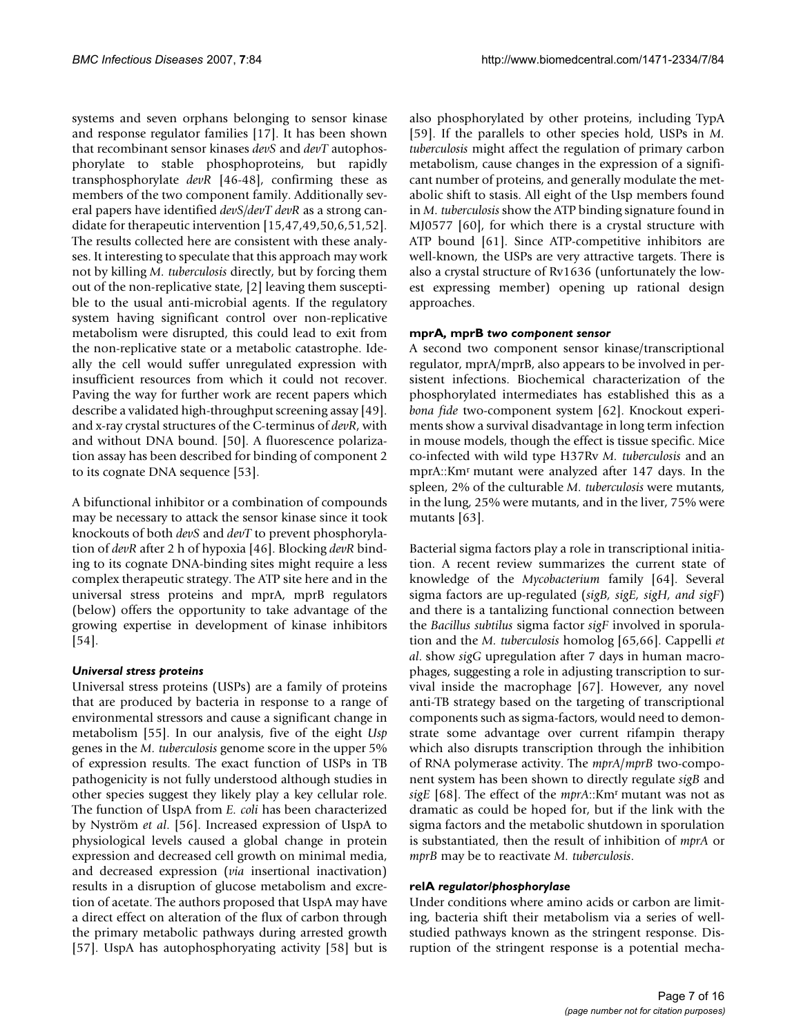systems and seven orphans belonging to sensor kinase and response regulator families [17]. It has been shown that recombinant sensor kinases *devS* and *devT* autophosphorylate to stable phosphoproteins, but rapidly transphosphorylate *devR* [46-48], confirming these as members of the two component family. Additionally several papers have identified *devS*/*devT devR* as a strong candidate for therapeutic intervention [15,47,49,50,6,51,52]. The results collected here are consistent with these analyses. It interesting to speculate that this approach may work not by killing *M. tuberculosis* directly, but by forcing them out of the non-replicative state, [2] leaving them susceptible to the usual anti-microbial agents. If the regulatory system having significant control over non-replicative metabolism were disrupted, this could lead to exit from the non-replicative state or a metabolic catastrophe. Ideally the cell would suffer unregulated expression with insufficient resources from which it could not recover. Paving the way for further work are recent papers which describe a validated high-throughput screening assay [49]. and x-ray crystal structures of the C-terminus of *devR*, with and without DNA bound. [50]. A fluorescence polarization assay has been described for binding of component 2 to its cognate DNA sequence [53].

A bifunctional inhibitor or a combination of compounds may be necessary to attack the sensor kinase since it took knockouts of both *devS* and *devT* to prevent phosphorylation of *devR* after 2 h of hypoxia [46]. Blocking *devR* binding to its cognate DNA-binding sites might require a less complex therapeutic strategy. The ATP site here and in the universal stress proteins and mprA, mprB regulators (below) offers the opportunity to take advantage of the growing expertise in development of kinase inhibitors [54].

### *Universal stress proteins*

Universal stress proteins (USPs) are a family of proteins that are produced by bacteria in response to a range of environmental stressors and cause a significant change in metabolism [55]. In our analysis, five of the eight *Usp* genes in the *M. tuberculosis* genome score in the upper 5% of expression results. The exact function of USPs in TB pathogenicity is not fully understood although studies in other species suggest they likely play a key cellular role. The function of UspA from *E. coli* has been characterized by Nyström *et al*. [56]. Increased expression of UspA to physiological levels caused a global change in protein expression and decreased cell growth on minimal media, and decreased expression (*via* insertional inactivation) results in a disruption of glucose metabolism and excretion of acetate. The authors proposed that UspA may have a direct effect on alteration of the flux of carbon through the primary metabolic pathways during arrested growth [57]. UspA has autophosphoryating activity [58] but is also phosphorylated by other proteins, including TypA [59]. If the parallels to other species hold, USPs in *M. tuberculosis* might affect the regulation of primary carbon metabolism, cause changes in the expression of a significant number of proteins, and generally modulate the metabolic shift to stasis. All eight of the Usp members found in *M. tuberculosis* show the ATP binding signature found in MJ0577 [60], for which there is a crystal structure with ATP bound [61]. Since ATP-competitive inhibitors are well-known, the USPs are very attractive targets. There is also a crystal structure of Rv1636 (unfortunately the lowest expressing member) opening up rational design approaches.

### mprA, mprB *two component sensor*

A second two component sensor kinase/transcriptional regulator, mprA/mprB, also appears to be involved in persistent infections. Biochemical characterization of the phosphorylated intermediates has established this as a *bona fide* two-component system [62]. Knockout experiments show a survival disadvantage in long term infection in mouse models, though the effect is tissue specific. Mice co-infected with wild type H37Rv *M. tuberculosis* and an mprA::Km$^r$ mutant were analyzed after 147 days. In the spleen, 2% of the culturable *M. tuberculosis* were mutants, in the lung, 25% were mutants, and in the liver, 75% were mutants [63].

Bacterial sigma factors play a role in transcriptional initiation. A recent review summarizes the current state of knowledge of the *Mycobacterium* family [64]. Several sigma factors are up-regulated (*sigB, sigE, sigH, and sigF*) and there is a tantalizing functional connection between the *Bacillus subtilus* sigma factor *sigF* involved in sporulation and the *M. tuberculosis* homolog [65,66]. Cappelli *et al*. show *sigG* upregulation after 7 days in human macrophages, suggesting a role in adjusting transcription to survival inside the macrophage [67]. However, any novel anti-TB strategy based on the targeting of transcriptional components such as sigma-factors, would need to demonstrate some advantage over current rifampin therapy which also disrupts transcription through the inhibition of RNA polymerase activity. The *mprA*/*mprB* two-component system has been shown to directly regulate *sigB* and *sigE* [68]. The effect of the *mprA*::Km$^r$ mutant was not as dramatic as could be hoped for, but if the link with the sigma factors and the metabolic shutdown in sporulation is substantiated, then the result of inhibition of *mprA* or *mprB* may be to reactivate *M. tuberculosis*.

### relA *regulator/phosphorylase*

Under conditions where amino acids or carbon are limiting, bacteria shift their metabolism via a series of well-studied pathways known as the stringent response. Disruption of the stringent response is a potential mecha-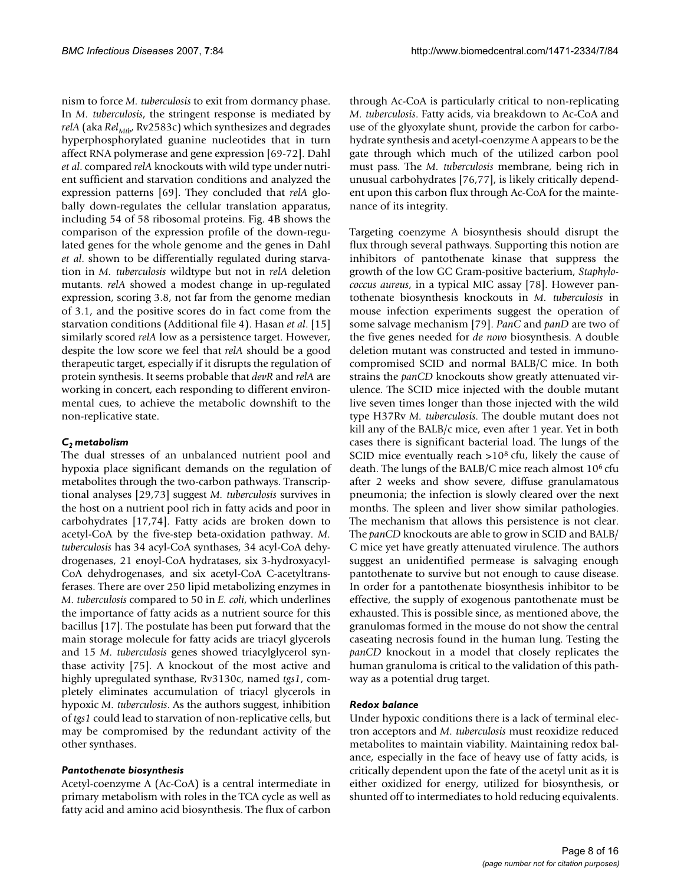nism to force *M. tuberculosis* to exit from dormancy phase. In *M. tuberculosis*, the stringent response is mediated by *relA* (aka $Rel_{Mtb}$, Rv2583c) which synthesizes and degrades hyperphosphorylated guanine nucleotides that in turn affect RNA polymerase and gene expression [69-72]. Dahl *et al.* compared *relA* knockouts with wild type under nutrient sufficient and starvation conditions and analyzed the expression patterns [69]. They concluded that *relA* globally down-regulates the cellular translation apparatus, including 54 of 58 ribosomal proteins. Fig. 4B shows the comparison of the expression profile of the down-regulated genes for the whole genome and the genes in Dahl *et al*. shown to be differentially regulated during starvation in *M. tuberculosis* wildtype but not in *relA* deletion mutants. *relA* showed a modest change in up-regulated expression, scoring 3.8, not far from the genome median of 3.1, and the positive scores do in fact come from the starvation conditions (Additional file 4). Hasan *et al*. [15] similarly scored *relA* low as a persistence target. However, despite the low score we feel that *relA* should be a good therapeutic target, especially if it disrupts the regulation of protein synthesis. It seems probable that *devR* and *relA* are working in concert, each responding to different environmental cues, to achieve the metabolic downshift to the non-replicative state.

### *$C_2$ metabolism*

The dual stresses of an unbalanced nutrient pool and hypoxia place significant demands on the regulation of metabolites through the two-carbon pathways. Transcriptional analyses [29,73] suggest *M. tuberculosis* survives in the host on a nutrient pool rich in fatty acids and poor in carbohydrates [17,74]. Fatty acids are broken down to acetyl-CoA by the five-step beta-oxidation pathway. *M. tuberculosis* has 34 acyl-CoA synthases, 34 acyl-CoA dehydrogenases, 21 enoyl-CoA hydratases, six 3-hydroxyacyl-CoA dehydrogenases, and six acetyl-CoA C-acetyltransferases. There are over 250 lipid metabolizing enzymes in *M. tuberculosis* compared to 50 in *E. coli*, which underlines the importance of fatty acids as a nutrient source for this bacillus [17]. The postulate has been put forward that the main storage molecule for fatty acids are triacyl glycerols and 15 *M. tuberculosis* genes showed triacylglycerol synthase activity [75]. A knockout of the most active and highly upregulated synthase, Rv3130c, named *tgs1*, completely eliminates accumulation of triacyl glycerols in hypoxic *M. tuberculosis*. As the authors suggest, inhibition of *tgs1* could lead to starvation of non-replicative cells, but may be compromised by the redundant activity of the other synthases.

### *Pantothenate biosynthesis*

Acetyl-coenzyme A (Ac-CoA) is a central intermediate in primary metabolism with roles in the TCA cycle as well as fatty acid and amino acid biosynthesis. The flux of carbon through Ac-CoA is particularly critical to non-replicating *M. tuberculosis*. Fatty acids, via breakdown to Ac-CoA and use of the glyoxylate shunt, provide the carbon for carbohydrate synthesis and acetyl-coenzyme A appears to be the gate through which much of the utilized carbon pool must pass. The *M. tuberculosis* membrane, being rich in unusual carbohydrates [76,77], is likely critically dependent upon this carbon flux through Ac-CoA for the maintenance of its integrity.

Targeting coenzyme A biosynthesis should disrupt the flux through several pathways. Supporting this notion are inhibitors of pantothenate kinase that suppress the growth of the low GC Gram-positive bacterium, *Staphylococcus aureus*, in a typical MIC assay [78]. However pantothenate biosynthesis knockouts in *M. tuberculosis* in mouse infection experiments suggest the operation of some salvage mechanism [79]. *PanC* and *panD* are two of the five genes needed for *de novo* biosynthesis. A double deletion mutant was constructed and tested in immunocompromised SCID and normal BALB/C mice. In both strains the *panCD* knockouts show greatly attenuated virulence. The SCID mice injected with the double mutant live seven times longer than those injected with the wild type H37Rv *M. tuberculosis*. The double mutant does not kill any of the BALB/c mice, even after 1 year. Yet in both cases there is significant bacterial load. The lungs of the SCID mice eventually reach $>10^8$ cfu, likely the cause of death. The lungs of the BALB/C mice reach almost $10^6$ cfu after 2 weeks and show severe, diffuse granulamatous pneumonia; the infection is slowly cleared over the next months. The spleen and liver show similar pathologies. The mechanism that allows this persistence is not clear. The *panCD* knockouts are able to grow in SCID and BALB/C mice yet have greatly attenuated virulence. The authors suggest an unidentified permease is salvaging enough pantothenate to survive but not enough to cause disease. In order for a pantothenate biosynthesis inhibitor to be effective, the supply of exogenous pantothenate must be exhausted. This is possible since, as mentioned above, the granulomas formed in the mouse do not show the central caseating necrosis found in the human lung. Testing the *panCD* knockout in a model that closely replicates the human granuloma is critical to the validation of this pathway as a potential drug target.

### *Redox balance*

Under hypoxic conditions there is a lack of terminal electron acceptors and *M. tuberculosis* must reoxidize reduced metabolites to maintain viability. Maintaining redox balance, especially in the face of heavy use of fatty acids, is critically dependent upon the fate of the acetyl unit as it is either oxidized for energy, utilized for biosynthesis, or shunted off to intermediates to hold reducing equivalents.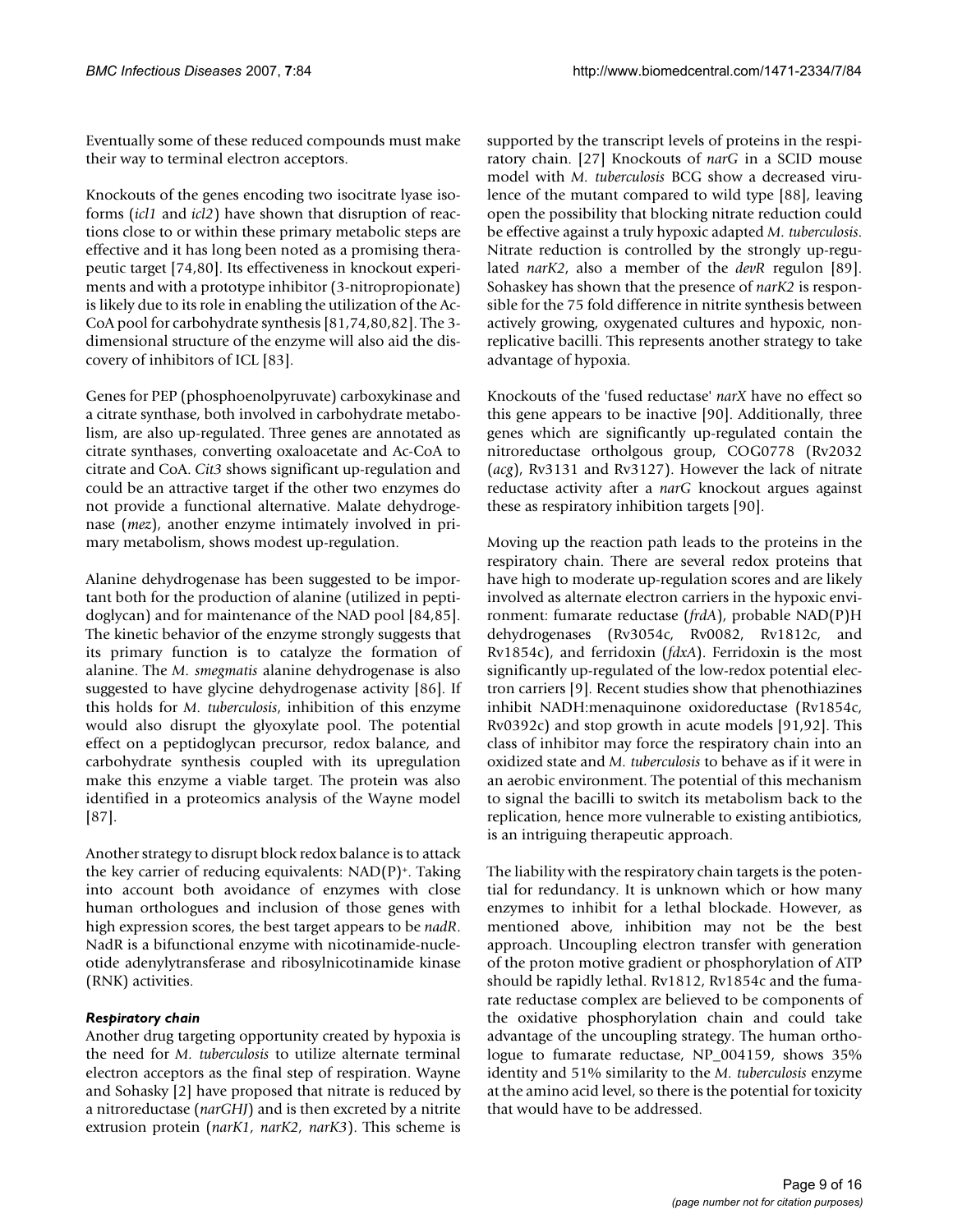Eventually some of these reduced compounds must make their way to terminal electron acceptors.

Knockouts of the genes encoding two isocitrate lyase isoforms (*icl1* and *icl2*) have shown that disruption of reactions close to or within these primary metabolic steps are effective and it has long been noted as a promising therapeutic target [74,80]. Its effectiveness in knockout experiments and with a prototype inhibitor (3-nitropropionate) is likely due to its role in enabling the utilization of the Ac-CoA pool for carbohydrate synthesis [81,74,80,82]. The 3-dimensional structure of the enzyme will also aid the discovery of inhibitors of ICL [83].

Genes for PEP (phosphoenolpyruvate) carboxykinase and a citrate synthase, both involved in carbohydrate metabolism, are also up-regulated. Three genes are annotated as citrate synthases, converting oxaloacetate and Ac-CoA to citrate and CoA. *Cit3* shows significant up-regulation and could be an attractive target if the other two enzymes do not provide a functional alternative. Malate dehydrogenase (*mez*), another enzyme intimately involved in primary metabolism, shows modest up-regulation.

Alanine dehydrogenase has been suggested to be important both for the production of alanine (utilized in peptidoglycan) and for maintenance of the NAD pool [84,85]. The kinetic behavior of the enzyme strongly suggests that its primary function is to catalyze the formation of alanine. The *M. smegmatis* alanine dehydrogenase is also suggested to have glycine dehydrogenase activity [86]. If this holds for *M. tuberculosis*, inhibition of this enzyme would also disrupt the glyoxylate pool. The potential effect on a peptidoglycan precursor, redox balance, and carbohydrate synthesis coupled with its upregulation make this enzyme a viable target. The protein was also identified in a proteomics analysis of the Wayne model [87].

Another strategy to disrupt block redox balance is to attack the key carrier of reducing equivalents: $NAD(P)^+$. Taking into account both avoidance of enzymes with close human orthologues and inclusion of those genes with high expression scores, the best target appears to be *nadR*. NadR is a bifunctional enzyme with nicotinamide-nucleotide adenylyltransferase and ribosylnicotinamide kinase (RNK) activities.

### *Respiratory chain*

Another drug targeting opportunity created by hypoxia is the need for *M. tuberculosis* to utilize alternate terminal electron acceptors as the final step of respiration. Wayne and Sohasky [2] have proposed that nitrate is reduced by a nitroreductase (*narGHJ*) and is then excreted by a nitrite extrusion protein (*narK1, narK2, narK3*). This scheme is supported by the transcript levels of proteins in the respiratory chain. [27] Knockouts of *narG* in a SCID mouse model with *M. tuberculosis* BCG show a decreased virulence of the mutant compared to wild type [88], leaving open the possibility that blocking nitrate reduction could be effective against a truly hypoxic adapted *M. tuberculosis*. Nitrate reduction is controlled by the strongly up-regulated *narK2*, also a member of the *devR* regulon [89]. Sohaskey has shown that the presence of *narK2* is responsible for the 75 fold difference in nitrite synthesis between actively growing, oxygenated cultures and hypoxic, non-replicative bacilli. This represents another strategy to take advantage of hypoxia.

Knockouts of the 'fused reductase' *narX* have no effect so this gene appears to be inactive [90]. Additionally, three genes which are significantly up-regulated contain the nitroreductase ortholgous group, COG0778 (Rv2032 (*acg*), Rv3131 and Rv3127). However the lack of nitrate reductase activity after a *narG* knockout argues against these as respiratory inhibition targets [90].

Moving up the reaction path leads to the proteins in the respiratory chain. There are several redox proteins that have high to moderate up-regulation scores and are likely involved as alternate electron carriers in the hypoxic environment: fumarate reductase (*frdA*), probable NAD(P)H dehydrogenases (Rv3054c, Rv0082, Rv1812c, and Rv1854c), and ferridoxin (*fdxA*). Ferridoxin is the most significantly up-regulated of the low-redox potential electron carriers [9]. Recent studies show that phenothiazines inhibit NADH:menaquinone oxidoreductase (Rv1854c, Rv0392c) and stop growth in acute models [91,92]. This class of inhibitor may force the respiratory chain into an oxidized state and *M. tuberculosis* to behave as if it were in an aerobic environment. The potential of this mechanism to signal the bacilli to switch its metabolism back to the replication, hence more vulnerable to existing antibiotics, is an intriguing therapeutic approach.

The liability with the respiratory chain targets is the potential for redundancy. It is unknown which or how many enzymes to inhibit for a lethal blockade. However, as mentioned above, inhibition may not be the best approach. Uncoupling electron transfer with generation of the proton motive gradient or phosphorylation of ATP should be rapidly lethal. Rv1812, Rv1854c and the fumarate reductase complex are believed to be components of the oxidative phosphorylation chain and could take advantage of the uncoupling strategy. The human orthologue to fumarate reductase, NP_004159, shows 35% identity and 51% similarity to the *M. tuberculosis* enzyme at the amino acid level, so there is the potential for toxicity that would have to be addressed.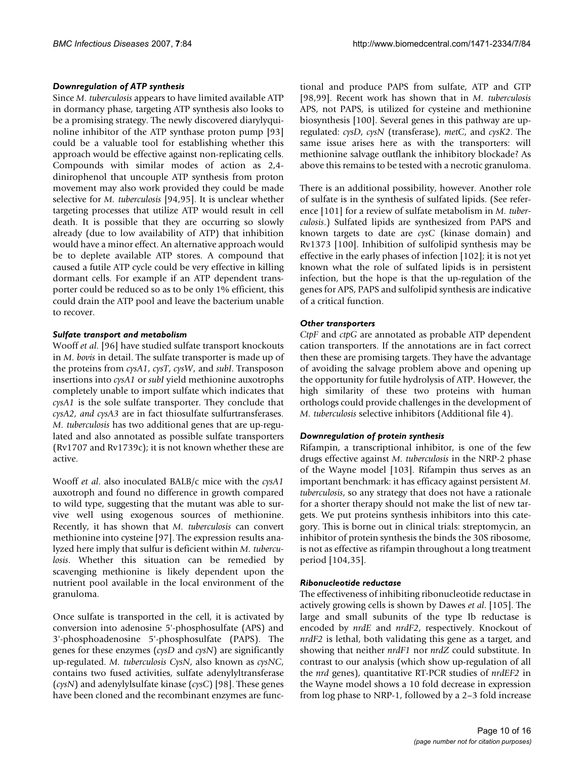### *Downregulation of ATP synthesis*

Since *M. tuberculosis* appears to have limited available ATP in dormancy phase, targeting ATP synthesis also looks to be a promising strategy. The newly discovered diarylyquinoline inhibitor of the ATP synthase proton pump [93] could be a valuable tool for establishing whether this approach would be effective against non-replicating cells. Compounds with similar modes of action as 2,4-dinirophenol that uncouple ATP synthesis from proton movement may also work provided they could be made selective for *M. tuberculosis* [94,95]. It is unclear whether targeting processes that utilize ATP would result in cell death. It is possible that they are occurring so slowly already (due to low availability of ATP) that inhibition would have a minor effect. An alternative approach would be to deplete available ATP stores. A compound that caused a futile ATP cycle could be very effective in killing dormant cells. For example if an ATP dependent transporter could be reduced so as to be only 1% efficient, this could drain the ATP pool and leave the bacterium unable to recover.

### *Sulfate transport and metabolism*

Wooff *et al*. [96] have studied sulfate transport knockouts in *M. bovis* in detail. The sulfate transporter is made up of the proteins from *cysA1*, *cysT*, *cysW*, and *subI*. Transposon insertions into *cysA1* or *subI* yield methionine auxotrophs completely unable to import sulfate which indicates that *cysA1* is the sole sulfate transporter. They conclude that *cysA2, and cysA3* are in fact thiosulfate sulfurtransferases. *M. tuberculosis* has two additional genes that are up-regulated and also annotated as possible sulfate transporters (Rv1707 and Rv1739c); it is not known whether these are active.

Wooff *et al*. also inoculated BALB/c mice with the *cysA1* auxotroph and found no difference in growth compared to wild type, suggesting that the mutant was able to survive well using exogenous sources of methionine. Recently, it has shown that *M. tuberculosis* can convert methionine into cysteine [97]. The expression results analyzed here imply that sulfur is deficient within *M. tuberculosis*. Whether this situation can be remedied by scavenging methionine is likely dependent upon the nutrient pool available in the local environment of the granuloma.

Once sulfate is transported in the cell, it is activated by conversion into adenosine 5'-phosphosulfate (APS) and 3'-phosphoadenosine 5'-phosphosulfate (PAPS). The genes for these enzymes (*cysD* and *cysN*) are significantly up-regulated. *M. tuberculosis CysN*, also known as *cysNC*, contains two fused activities, sulfate adenylyltransferase (*cysN*) and adenylylsulfate kinase (*cysC*) [98]. These genes have been cloned and the recombinant enzymes are functional and produce PAPS from sulfate, ATP and GTP [98,99]. Recent work has shown that in *M. tuberculosis* APS, not PAPS, is utilized for cysteine and methionine biosynthesis [100]. Several genes in this pathway are up-regulated: *cysD*, *cysN* (transferase), *metC*, and *cysK2*. The same issue arises here as with the transporters: will methionine salvage outflank the inhibitory blockade? As above this remains to be tested with a necrotic granuloma.

There is an additional possibility, however. Another role of sulfate is in the synthesis of sulfated lipids. (See reference [101] for a review of sulfate metabolism in *M. tuberculosis*.) Sulfated lipids are synthesized from PAPS and known targets to date are *cysC* (kinase domain) and Rv1373 [100]. Inhibition of sulfolipid synthesis may be effective in the early phases of infection [102]; it is not yet known what the role of sulfated lipids is in persistent infection, but the hope is that the up-regulation of the genes for APS, PAPS and sulfolipid synthesis are indicative of a critical function.

### *Other transporters*

*CtpF* and *ctpG* are annotated as probable ATP dependent cation transporters. If the annotations are in fact correct then these are promising targets. They have the advantage of avoiding the salvage problem above and opening up the opportunity for futile hydrolysis of ATP. However, the high similarity of these two proteins with human orthologs could provide challenges in the development of *M. tuberculosis* selective inhibitors (Additional file 4).

### *Downregulation of protein synthesis*

Rifampin, a transcriptional inhibitor, is one of the few drugs effective against *M. tuberculosis* in the NRP-2 phase of the Wayne model [103]. Rifampin thus serves as an important benchmark: it has efficacy against persistent *M. tuberculosis*, so any strategy that does not have a rationale for a shorter therapy should not make the list of new targets. We put proteins synthesis inhibitors into this category. This is borne out in clinical trials: streptomycin, an inhibitor of protein synthesis the binds the 30S ribosome, is not as effective as rifampin throughout a long treatment period [104,35].

### *Ribonucleotide reductase*

The effectiveness of inhibiting ribonucleotide reductase in actively growing cells is shown by Dawes *et al*. [105]. The large and small subunits of the type Ib reductase is encoded by *nrdE* and *nrdF2*, respectively. Knockout of *nrdF2* is lethal, both validating this gene as a target, and showing that neither *nrdF1* nor *nrdZ* could substitute. In contrast to our analysis (which show up-regulation of all the *nrd* genes), quantitative RT-PCR studies of *nrdEF2* in the Wayne model shows a 10 fold decrease in expression from log phase to NRP-1, followed by a 2–3 fold increase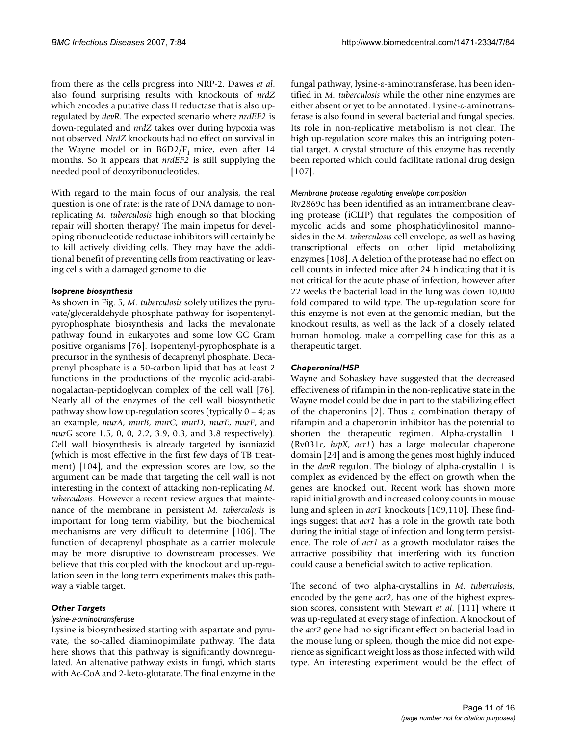from there as the cells progress into NRP-2. Dawes *et al*. also found surprising results with knockouts of *nrdZ* which encodes a putative class II reductase that is also up-regulated by *devR*. The expected scenario where *nrdEF2* is down-regulated and *nrdZ* takes over during hypoxia was not observed. *NrdZ* knockouts had no effect on survival in the Wayne model or in B6D2/$F_1$ mice, even after 14 months. So it appears that *nrdEF2* is still supplying the needed pool of deoxyribonucleotides.

With regard to the main focus of our analysis, the real question is one of rate: is the rate of DNA damage to non-replicating *M. tuberculosis* high enough so that blocking repair will shorten therapy? The main impetus for developing ribonucleotide reductase inhibitors will certainly be to kill actively dividing cells. They may have the additional benefit of preventing cells from reactivating or leaving cells with a damaged genome to die.

### *Isoprene biosynthesis*

As shown in Fig. 5, *M. tuberculosis* solely utilizes the pyruvate/glyceraldehyde phosphate pathway for isopentenyl-pyrophosphate biosynthesis and lacks the mevalonate pathway found in eukaryotes and some low GC Gram positive organisms [76]. Isopentenyl-pyrophosphate is a precursor in the synthesis of decaprenyl phosphate. Decaprenyl phosphate is a 50-carbon lipid that has at least 2 functions in the productions of the mycolic acid-arabinogalactan-peptidoglycan complex of the cell wall [76]. Nearly all of the enzymes of the cell wall biosynthetic pathway show low up-regulation scores (typically 0 – 4; as an example, *murA*, *murB*, *murC*, *murD*, *murE*, *murF*, and *murG* score 1.5, 0, 0, 2.2, 3.9, 0.3, and 3.8 respectively). Cell wall biosynthesis is already targeted by isoniazid (which is most effective in the first few days of TB treatment) [104], and the expression scores are low, so the argument can be made that targeting the cell wall is not interesting in the context of attacking non-replicating *M. tuberculosis*. However a recent review argues that maintenance of the membrane in persistent *M. tuberculosis* is important for long term viability, but the biochemical mechanisms are very difficult to determine [106]. The function of decaprenyl phosphate as a carrier molecule may be more disruptive to downstream processes. We believe that this coupled with the knockout and up-regulation seen in the long term experiments makes this pathway a viable target.

### *Other Targets*

#### *lysine-ε-aminotransferase*

Lysine is biosynthesized starting with aspartate and pyruvate, the so-called diaminopimilate pathway. The data here shows that this pathway is significantly downregulated. An altenative pathway exists in fungi, which starts with Ac-CoA and 2-keto-glutarate. The final enzyme in the fungal pathway, lysine-ε-aminotransferase, has been identified in *M. tuberculosis* while the other nine enzymes are either absent or yet to be annotated. Lysine-ε-aminotransferase is also found in several bacterial and fungal species. Its role in non-replicative metabolism is not clear. The high up-regulation score makes this an intriguing potential target. A crystal structure of this enzyme has recently been reported which could facilitate rational drug design [107].

#### *Membrane protease regulating envelope composition*

Rv2869c has been identified as an intramembrane cleaving protease (iCLIP) that regulates the composition of mycolic acids and some phosphatidylinositol mannosides in the *M. tuberculosis* cell envelope, as well as having transcriptional effects on other lipid metabolizing enzymes [108]. A deletion of the protease had no effect on cell counts in infected mice after 24 h indicating that it is not critical for the acute phase of infection, however after 22 weeks the bacterial load in the lung was down 10,000 fold compared to wild type. The up-regulation score for this enzyme is not even at the genomic median, but the knockout results, as well as the lack of a closely related human homolog, make a compelling case for this as a therapeutic target.

### *Chaperonins/HSP*

Wayne and Sohaskey have suggested that the decreased effectiveness of rifampin in the non-replicative state in the Wayne model could be due in part to the stabilizing effect of the chaperonins [2]. Thus a combination therapy of rifampin and a chaperonin inhibitor has the potential to shorten the therapeutic regimen. Alpha-crystallin 1 (Rv031c, *hspX*, *acr1*) has a large molecular chaperone domain [24] and is among the genes most highly induced in the *devR* regulon. The biology of alpha-crystallin 1 is complex as evidenced by the effect on growth when the genes are knocked out. Recent work has shown more rapid initial growth and increased colony counts in mouse lung and spleen in *acr1* knockouts [109,110]. These findings suggest that *acr1* has a role in the growth rate both during the initial stage of infection and long term persistence. The role of *acr1* as a growth modulator raises the attractive possibility that interfering with its function could cause a beneficial switch to active replication.

The second of two alpha-crystallins in *M. tuberculosis*, encoded by the gene *acr2*, has one of the highest expression scores, consistent with Stewart *et al*. [111] where it was up-regulated at every stage of infection. A knockout of the *acr2* gene had no significant effect on bacterial load in the mouse lung or spleen, though the mice did not experience as significant weight loss as those infected with wild type. An interesting experiment would be the effect of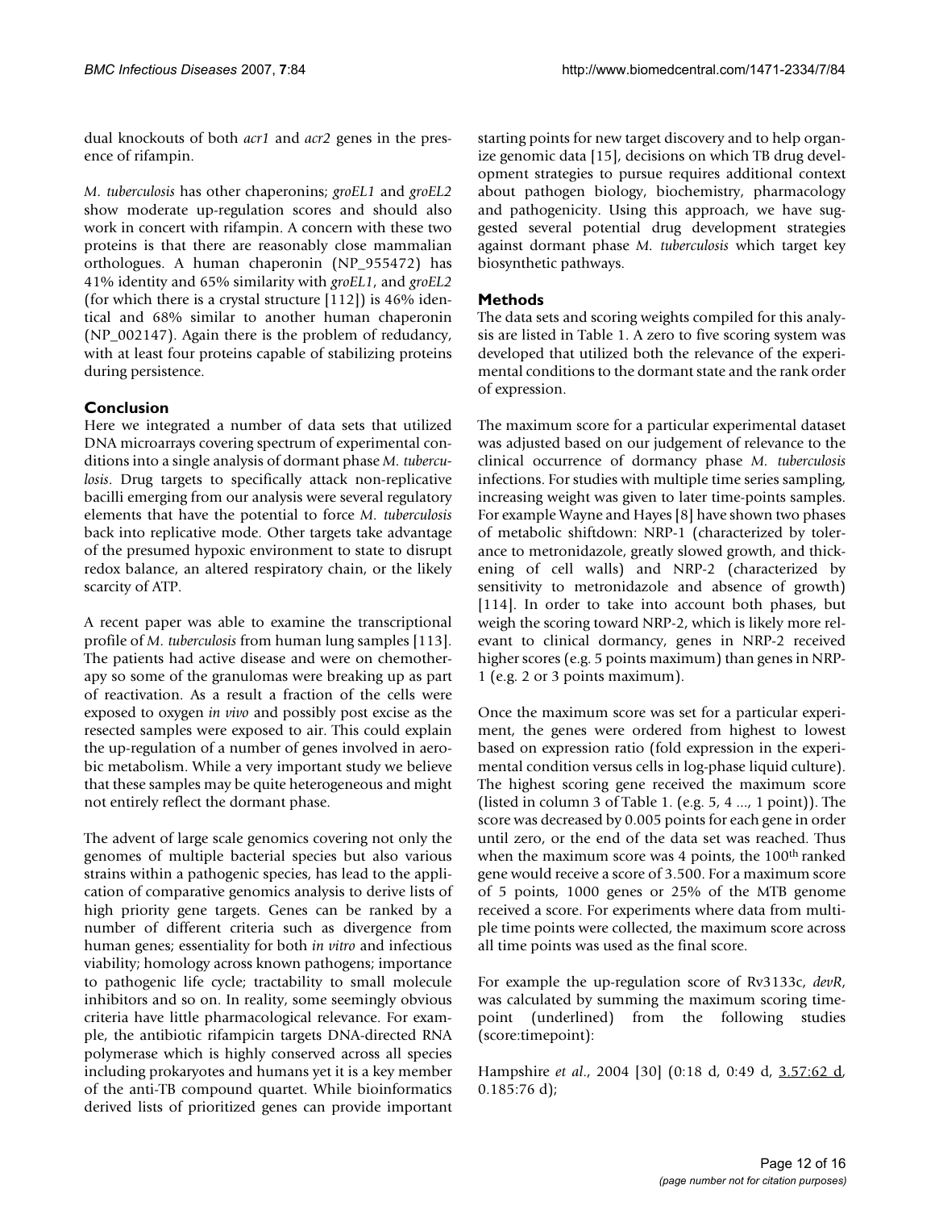dual knockouts of both *acr1* and *acr2* genes in the presence of rifampin.

*M. tuberculosis* has other chaperonins; *groEL1* and *groEL2* show moderate up-regulation scores and should also work in concert with rifampin. A concern with these two proteins is that there are reasonably close mammalian orthologues. A human chaperonin (NP_955472) has 41% identity and 65% similarity with *groEL1*, and *groEL2* (for which there is a crystal structure [112]) is 46% identical and 68% similar to another human chaperonin (NP_002147). Again there is the problem of redudancy, with at least four proteins capable of stabilizing proteins during persistence.

## Conclusion

Here we integrated a number of data sets that utilized DNA microarrays covering spectrum of experimental conditions into a single analysis of dormant phase *M. tuberculosis*. Drug targets to specifically attack non-replicative bacilli emerging from our analysis were several regulatory elements that have the potential to force *M. tuberculosis* back into replicative mode. Other targets take advantage of the presumed hypoxic environment to state to disrupt redox balance, an altered respiratory chain, or the likely scarcity of ATP.

A recent paper was able to examine the transcriptional profile of *M. tuberculosis* from human lung samples [113]. The patients had active disease and were on chemotherapy so some of the granulomas were breaking up as part of reactivation. As a result a fraction of the cells were exposed to oxygen *in vivo* and possibly post excise as the resected samples were exposed to air. This could explain the up-regulation of a number of genes involved in aerobic metabolism. While a very important study we believe that these samples may be quite heterogeneous and might not entirely reflect the dormant phase.

The advent of large scale genomics covering not only the genomes of multiple bacterial species but also various strains within a pathogenic species, has lead to the application of comparative genomics analysis to derive lists of high priority gene targets. Genes can be ranked by a number of different criteria such as divergence from human genes; essentiality for both *in vitro* and infectious viability; homology across known pathogens; importance to pathogenic life cycle; tractability to small molecule inhibitors and so on. In reality, some seemingly obvious criteria have little pharmacological relevance. For example, the antibiotic rifampicin targets DNA-directed RNA polymerase which is highly conserved across all species including prokaryotes and humans yet it is a key member of the anti-TB compound quartet. While bioinformatics derived lists of prioritized genes can provide important starting points for new target discovery and to help organize genomic data [15], decisions on which TB drug development strategies to pursue requires additional context about pathogen biology, biochemistry, pharmacology and pathogenicity. Using this approach, we have suggested several potential drug development strategies against dormant phase *M. tuberculosis* which target key biosynthetic pathways.

## Methods

The data sets and scoring weights compiled for this analysis are listed in Table 1. A zero to five scoring system was developed that utilized both the relevance of the experimental conditions to the dormant state and the rank order of expression.

The maximum score for a particular experimental dataset was adjusted based on our judgement of relevance to the clinical occurrence of dormancy phase *M. tuberculosis* infections. For studies with multiple time series sampling, increasing weight was given to later time-points samples. For example Wayne and Hayes [8] have shown two phases of metabolic shiftdown: NRP-1 (characterized by tolerance to metronidazole, greatly slowed growth, and thickening of cell walls) and NRP-2 (characterized by sensitivity to metronidazole and absence of growth) [114]. In order to take into account both phases, but weigh the scoring toward NRP-2, which is likely more relevant to clinical dormancy, genes in NRP-2 received higher scores (e.g. 5 points maximum) than genes in NRP-1 (e.g. 2 or 3 points maximum).

Once the maximum score was set for a particular experiment, the genes were ordered from highest to lowest based on expression ratio (fold expression in the experimental condition versus cells in log-phase liquid culture). The highest scoring gene received the maximum score (listed in column 3 of Table 1. (e.g. 5, 4 ..., 1 point)). The score was decreased by 0.005 points for each gene in order until zero, or the end of the data set was reached. Thus when the maximum score was 4 points, the 100th ranked gene would receive a score of 3.500. For a maximum score of 5 points, 1000 genes or 25% of the MTB genome received a score. For experiments where data from multiple time points were collected, the maximum score across all time points was used as the final score.

For example the up-regulation score of Rv3133c, *devR*, was calculated by summing the maximum scoring time-point (underlined) from the following studies (score:timepoint):

Hampshire *et al*., 2004 [30] (0:18 d, 0:49 d, <u>3.57:62 d</u>, 0.185:76 d);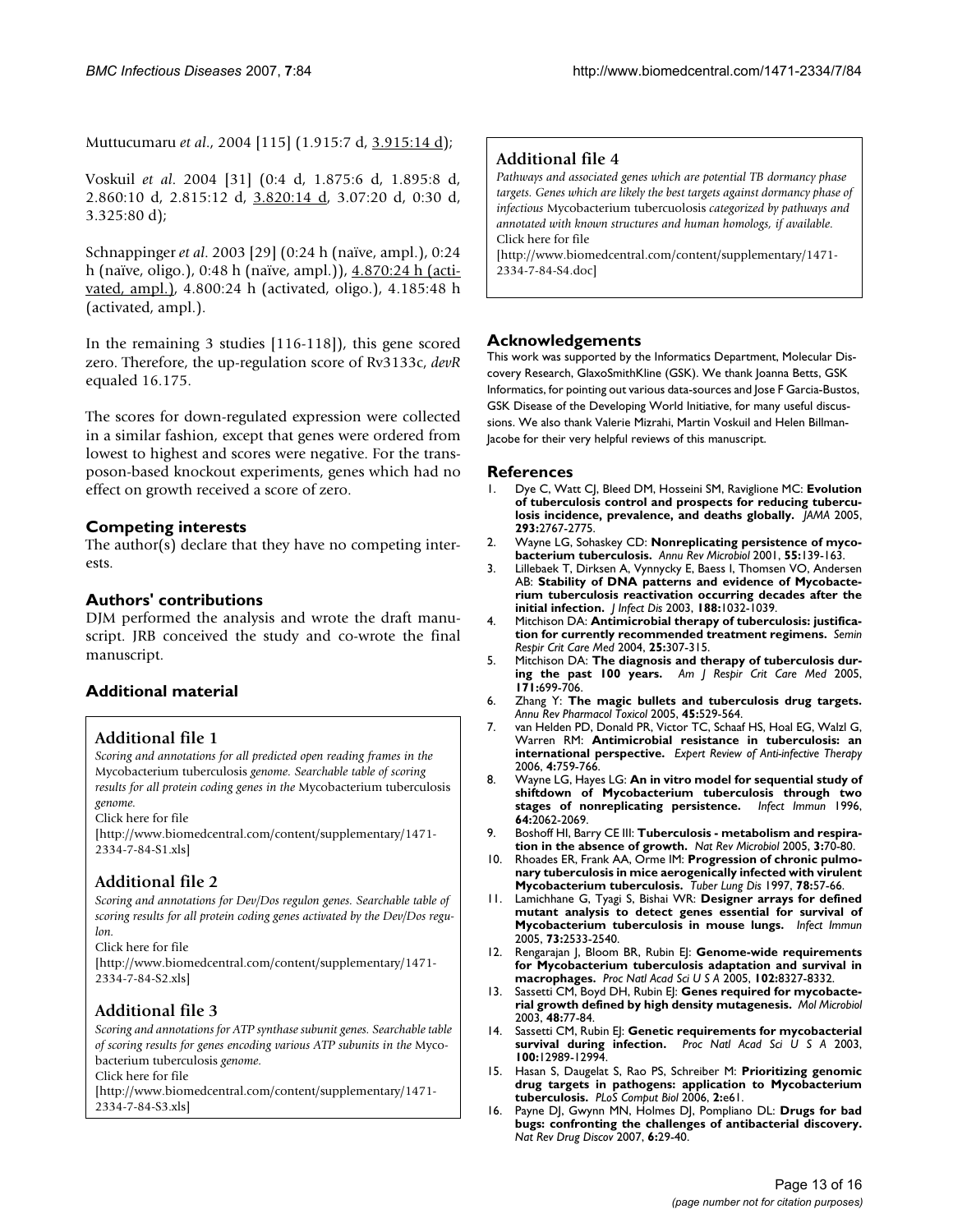Muttucumaru *et al*., 2004 [115] (1.915:7 d, <u>3.915:14 d</u>);

Voskuil *et al*. 2004 [31] (0:4 d, 1.875:6 d, 1.895:8 d, 2.860:10 d, 2.815:12 d, <u>3.820:14 d</u>, 3.07:20 d, 0:30 d, 3.325:80 d);

Schnappinger *et al*. 2003 [29] (0:24 h (naïve, ampl.), 0:24 h (naïve, oligo.), 0:48 h (naïve, ampl.)), <u>4.870:24 h (activated, ampl.)</u>, 4.800:24 h (activated, oligo.), 4.185:48 h (activated, ampl.).

In the remaining 3 studies [116-118]), this gene scored zero. Therefore, the up-regulation score of Rv3133c, *devR* equaled 16.175.

The scores for down-regulated expression were collected in a similar fashion, except that genes were ordered from lowest to highest and scores were negative. For the transposon-based knockout experiments, genes which had no effect on growth received a score of zero.

## Competing interests

The author(s) declare that they have no competing interests.

## Authors' contributions

DJM performed the analysis and wrote the draft manuscript. JRB conceived the study and co-wrote the final manuscript.

## Additional material

### Additional file 1

*Scoring and annotations for all predicted open reading frames in the* Mycobacterium tuberculosis *genome. Searchable table of scoring results for all protein coding genes in the* Mycobacterium tuberculosis *genome.*
Click here for file
[http://www.biomedcentral.com/content/supplementary/1471-2334-7-84-S1.xls]

### Additional file 2

*Scoring and annotations for Dev/Dos regulon genes. Searchable table of scoring results for all protein coding genes activated by the Dev/Dos regulon.*
Click here for file
[http://www.biomedcentral.com/content/supplementary/1471-2334-7-84-S2.xls]

### Additional file 3

*Scoring and annotations for ATP synthase subunit genes. Searchable table of scoring results for genes encoding various ATP subunits in the* Mycobacterium tuberculosis *genome.*
Click here for file
[http://www.biomedcentral.com/content/supplementary/1471-2334-7-84-S3.xls]

### Additional file 4

*Pathways and associated genes which are potential TB dormancy phase targets. Genes which are likely the best targets against dormancy phase of infectious* Mycobacterium tubercuolosis *categorized by pathways and annotated with known structures and human homologs, if available.*
Click here for file
[http://www.biomedcentral.com/content/supplementary/1471-2334-7-84-S4.doc]

## Acknowledgements

This work was supported by the Informatics Department, Molecular Discovery Research, GlaxoSmithKline (GSK). We thank Joanna Betts, GSK Informatics, for pointing out various data-sources and Jose F Garcia-Bustos, GSK Disease of the Developing World Initiative, for many useful discussions. We also thank Valerie Mizrahi, Martin Voskuil and Helen Billman-Jacobe for their very helpful reviews of this manuscript.

## References

1. Dye C, Watt CJ, Bleed DM, Hosseini SM, Raviglione MC: **Evolution of tuberculosis control and prospects for reducing tuberculosis incidence, prevalence, and deaths globally.** *JAMA* 2005, **293:**2767-2775.
2. Wayne LG, Sohaskey CD: **Nonreplicating persistence of mycobacterium tuberculosis.** *Annu Rev Microbiol* 2001, **55:**139-163.
3. Lillebaek T, Dirksen A, Vynnycky E, Baess I, Thomsen VO, Andersen AB: **Stability of DNA patterns and evidence of Mycobacterium tuberculosis reactivation occurring decades after the initial infection.** *J Infect Dis* 2003, **188:**1032-1039.
4. Mitchison DA: **Antimicrobial therapy of tuberculosis: justification for currently recommended treatment regimens.** *Semin Respir Crit Care Med* 2004, **25:**307-315.
5. Mitchison DA: **The diagnosis and therapy of tuberculosis during the past 100 years.** *Am J Respir Crit Care Med* 2005, **171:**699-706.
6. Zhang Y: **The magic bullets and tuberculosis drug targets.** *Annu Rev Pharmacol Toxicol* 2005, **45:**529-564.
7. van Helden PD, Donald PR, Victor TC, Schaaf HS, Hoal EG, Walzl G, Warren RM: **Antimicrobial resistance in tuberculosis: an international perspective.** *Expert Review of Anti-infective Therapy* 2006, **4:**759-766.
8. Wayne LG, Hayes LG: **An in vitro model for sequential study of shiftdown of Mycobacterium tuberculosis through two stages of nonreplicating persistence.** *Infect Immun* 1996, **64:**2062-2069.
9. Boshoff HI, Barry CE III: **Tuberculosis - metabolism and respiration in the absence of growth.** *Nat Rev Microbiol* 2005, **3:**70-80.
10. Rhoades ER, Frank AA, Orme IM: **Progression of chronic pulmonary tuberculosis in mice aerogenically infected with virulent Mycobacterium tuberculosis.** *Tuber Lung Dis* 1997, **78:**57-66.
11. Lamichhane G, Tyagi S, Bishai WR: **Designer arrays for defined mutant analysis to detect genes essential for survival of Mycobacterium tuberculosis in mouse lungs.** *Infect Immun* 2005, **73:**2533-2540.
12. Rengarajan J, Bloom BR, Rubin EJ: **Genome-wide requirements for Mycobacterium tuberculosis adaptation and survival in macrophages.** *Proc Natl Acad Sci U S A* 2005, **102:**8327-8332.
13. Sassetti CM, Boyd DH, Rubin EJ: **Genes required for mycobacterial growth defined by high density mutagenesis.** *Mol Microbiol* 2003, **48:**77-84.
14. Sassetti CM, Rubin EJ: **Genetic requirements for mycobacterial survival during infection.** *Proc Natl Acad Sci U S A* 2003, **100:**12989-12994.
15. Hasan S, Daugelat S, Rao PS, Schreiber M: **Prioritizing genomic drug targets in pathogens: application to Mycobacterium tuberculosis.** *PLoS Comput Biol* 2006, **2:**e61.
16. Payne DJ, Gwynn MN, Holmes DJ, Pompliano DL: **Drugs for bad bugs: confronting the challenges of antibacterial discovery.** *Nat Rev Drug Discov* 2007, **6:**29-40.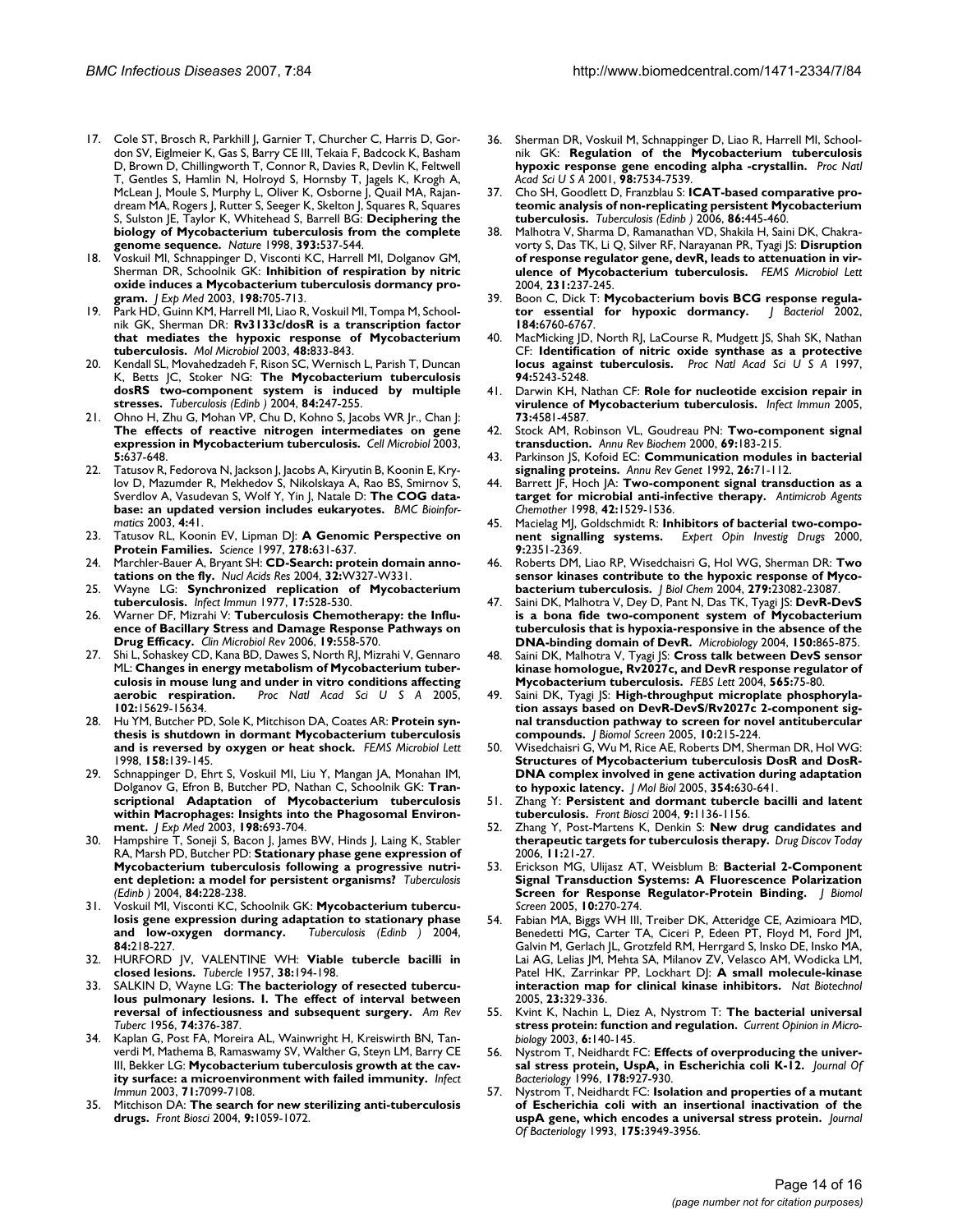17. Cole ST, Brosch R, Parkhill J, Garnier T, Churcher C, Harris D, Gordon SV, Eiglmeier K, Gas S, Barry CE III, Tekaia F, Badcock K, Basham D, Brown D, Chillingworth T, Connor R, Davies R, Devlin K, Feltwell T, Gentles S, Hamlin N, Holroyd S, Hornsby T, Jagels K, Krogh A, McLean J, Moule S, Murphy L, Oliver K, Osborne J, Quail MA, Rajandream MA, Rogers J, Rutter S, Seeger K, Skelton J, Squares R, Squares S, Sulston JE, Taylor K, Whitehead S, Barrell BG: **Deciphering the biology of Mycobacterium tuberculosis from the complete genome sequence.** *Nature* 1998, **393:**537-544.
18. Voskuil MI, Schnappinger D, Visconti KC, Harrell MI, Dolganov GM, Sherman DR, Schoolnik GK: **Inhibition of respiration by nitric oxide induces a Mycobacterium tuberculosis dormancy program.** *J Exp Med* 2003, **198:**705-713.
19. Park HD, Guinn KM, Harrell MI, Liao R, Voskuil MI, Tompa M, Schoolnik GK, Sherman DR: **Rv3133c/dosR is a transcription factor that mediates the hypoxic response of Mycobacterium tuberculosis.** *Mol Microbiol* 2003, **48:**833-843.
20. Kendall SL, Movahedzadeh F, Rison SC, Wernisch L, Parish T, Duncan K, Betts JC, Stoker NG: **The Mycobacterium tuberculosis dosRS two-component system is induced by multiple stresses.** *Tuberculosis (Edinb )* 2004, **84:**247-255.
21. Ohno H, Zhu G, Mohan VP, Chu D, Kohno S, Jacobs WR Jr., Chan J: **The effects of reactive nitrogen intermediates on gene expression in Mycobacterium tuberculosis.** *Cell Microbiol* 2003, **5:**637-648.
22. Tatusov R, Fedorova N, Jackson J, Jacobs A, Kiryutin B, Koonin E, Krylov D, Mazumder R, Mekhedov S, Nikolskaya A, Rao BS, Smirnov S, Sverdlov A, Vasudevan S, Wolf Y, Yin J, Natale D: **The COG database: an updated version includes eukaryotes.** *BMC Bioinformatics* 2003, **4:**41.
23. Tatusov RL, Koonin EV, Lipman DJ: **A Genomic Perspective on Protein Families.** *Science* 1997, **278:**631-637.
24. Marchler-Bauer A, Bryant SH: **CD-Search: protein domain annotations on the fly.** *Nucl Acids Res* 2004, **32:**W327-W331.
25. Wayne LG: **Synchronized replication of Mycobacterium tuberculosis.** *Infect Immun* 1977, **17:**528-530.
26. Warner DF, Mizrahi V: **Tuberculosis Chemotherapy: the Influence of Bacillary Stress and Damage Response Pathways on Drug Efficacy.** *Clin Microbiol Rev* 2006, **19:**558-570.
27. Shi L, Sohaskey CD, Kana BD, Dawes S, North RJ, Mizrahi V, Gennaro ML: **Changes in energy metabolism of Mycobacterium tuberculosis in mouse lung and under in vitro conditions affecting aerobic respiration.** *Proc Natl Acad Sci U S A* 2005, **102:**15629-15634.
28. Hu YM, Butcher PD, Sole K, Mitchison DA, Coates AR: **Protein synthesis is shutdown in dormant Mycobacterium tuberculosis and is reversed by oxygen or heat shock.** *FEMS Microbiol Lett* 1998, **158:**139-145.
29. Schnappinger D, Ehrt S, Voskuil MI, Liu Y, Mangan JA, Monahan IM, Dolganov G, Efron B, Butcher PD, Nathan C, Schoolnik GK: **Transcriptional Adaptation of Mycobacterium tuberculosis within Macrophages: Insights into the Phagosomal Environment.** *J Exp Med* 2003, **198:**693-704.
30. Hampshire T, Soneji S, Bacon J, James BW, Hinds J, Laing K, Stabler RA, Marsh PD, Butcher PD: **Stationary phase gene expression of Mycobacterium tuberculosis following a progressive nutrient depletion: a model for persistent organisms?** *Tuberculosis (Edinb )* 2004, **84:**228-238.
31. Voskuil MI, Visconti KC, Schoolnik GK: **Mycobacterium tuberculosis gene expression during adaptation to stationary phase and low-oxygen dormancy.** *Tuberculosis (Edinb )* 2004, **84:**218-227.
32. HURFORD JV, VALENTINE WH: **Viable tubercle bacilli in closed lesions.** *Tubercle* 1957, **38:**194-198.
33. SALKIN D, Wayne LG: **The bacteriology of resected tuberculous pulmonary lesions. I. The effect of interval between reversal of infectiousness and subsequent surgery.** *Am Rev Tuberc* 1956, **74:**376-387.
34. Kaplan G, Post FA, Moreira AL, Wainwright H, Kreiswirth BN, Tanverdi M, Mathema B, Ramaswamy SV, Walther G, Steyn LM, Barry CE III, Bekker LG: **Mycobacterium tuberculosis growth at the cavity surface: a microenvironment with failed immunity.** *Infect Immun* 2003, **71:**7099-7108.
35. Mitchison DA: **The search for new sterilizing anti-tuberculosis drugs.** *Front Biosci* 2004, **9:**1059-1072.
36. Sherman DR, Voskuil M, Schnappinger D, Liao R, Harrell MI, Schoolnik GK: **Regulation of the Mycobacterium tuberculosis hypoxic response gene encoding alpha -crystallin.** *Proc Natl Acad Sci U S A* 2001, **98:**7534-7539.
37. Cho SH, Goodlett D, Franzblau S: **ICAT-based comparative proteomic analysis of non-replicating persistent Mycobacterium tuberculosis.** *Tuberculosis (Edinb )* 2006, **86:**445-460.
38. Malhotra V, Sharma D, Ramanathan VD, Shakila H, Saini DK, Chakravorty S, Das TK, Li Q, Silver RF, Narayanan PR, Tyagi JS: **Disruption of response regulator gene, devR, leads to attenuation in virulence of Mycobacterium tuberculosis.** *FEMS Microbiol Lett* 2004, **231:**237-245.
39. Boon C, Dick T: **Mycobacterium bovis BCG response regulator essential for hypoxic dormancy.** *J Bacteriol* 2002, **184:**6760-6767.
40. MacMicking JD, North RJ, LaCourse R, Mudgett JS, Shah SK, Nathan CF: **Identification of nitric oxide synthase as a protective locus against tuberculosis.** *Proc Natl Acad Sci U S A* 1997, **94:**5243-5248.
41. Darwin KH, Nathan CF: **Role for nucleotide excision repair in virulence of Mycobacterium tuberculosis.** *Infect Immun* 2005, **73:**4581-4587.
42. Stock AM, Robinson VL, Goudreau PN: **Two-component signal transduction.** *Annu Rev Biochem* 2000, **69:**183-215.
43. Parkinson JS, Kofoid EC: **Communication modules in bacterial signaling proteins.** *Annu Rev Genet* 1992, **26:**71-112.
44. Barrett JF, Hoch JA: **Two-component signal transduction as a target for microbial anti-infective therapy.** *Antimicrob Agents Chemother* 1998, **42:**1529-1536.
45. Macielag MJ, Goldschmidt R: **Inhibitors of bacterial two-component signalling systems.** *Expert Opin Investig Drugs* 2000, **9:**2351-2369.
46. Roberts DM, Liao RP, Wisedchaisri G, Hol WG, Sherman DR: **Two sensor kinases contribute to the hypoxic response of Mycobacterium tuberculosis.** *J Biol Chem* 2004, **279:**23082-23087.
47. Saini DK, Malhotra V, Dey D, Pant N, Das TK, Tyagi JS: **DevR-DevS is a bona fide two-component system of Mycobacterium tuberculosis that is hypoxia-responsive in the absence of the DNA-binding domain of DevR.** *Microbiology* 2004, **150:**865-875.
48. Saini DK, Malhotra V, Tyagi JS: **Cross talk between DevS sensor kinase homologue, Rv2027c, and DevR response regulator of Mycobacterium tuberculosis.** *FEBS Lett* 2004, **565:**75-80.
49. Saini DK, Tyagi JS: **High-throughput microplate phosphorylation assays based on DevR-DevS/Rv2027c 2-component signal transduction pathway to screen for novel antitubercular compounds.** *J Biomol Screen* 2005, **10:**215-224.
50. Wisedchaisri G, Wu M, Rice AE, Roberts DM, Sherman DR, Hol WG: **Structures of Mycobacterium tuberculosis DosR and DosR-DNA complex involved in gene activation during adaptation to hypoxic latency.** *J Mol Biol* 2005, **354:**630-641.
51. Zhang Y: **Persistent and dormant tubercle bacilli and latent tuberculosis.** *Front Biosci* 2004, **9:**1136-1156.
52. Zhang Y, Post-Martens K, Denkin S: **New drug candidates and therapeutic targets for tuberculosis therapy.** *Drug Discov Today* 2006, **11:**21-27.
53. Erickson MG, Ulijasz AT, Weisblum B: **Bacterial 2-Component Signal Transduction Systems: A Fluorescence Polarization Screen for Response Regulator-Protein Binding.** *J Biomol Screen* 2005, **10:**270-274.
54. Fabian MA, Biggs WH III, Treiber DK, Atteridge CE, Azimioara MD, Benedetti MG, Carter TA, Ciceri P, Edeen PT, Floyd M, Ford JM, Galvin M, Gerlach JL, Grotzfeld RM, Herrgard S, Insko DE, Insko MA, Lai AG, Lelias JM, Mehta SA, Milanov ZV, Velasco AM, Wodicka LM, Patel HK, Zarrinkar PP, Lockhart DJ: **A small molecule-kinase interaction map for clinical kinase inhibitors.** *Nat Biotechnol* 2005, **23:**329-336.
55. Kvint K, Nachin L, Diez A, Nystrom T: **The bacterial universal stress protein: function and regulation.** *Current Opinion in Microbiology* 2003, **6:**140-145.
56. Nystrom T, Neidhardt FC: **Effects of overproducing the universal stress protein, UspA, in Escherichia coli K-12.** *Journal Of Bacteriology* 1996, **178:**927-930.
57. Nystrom T, Neidhardt FC: **Isolation and properties of a mutant of Escherichia coli with an insertional inactivation of the uspA gene, which encodes a universal stress protein.** *Journal Of Bacteriology* 1993, **175:**3949-3956.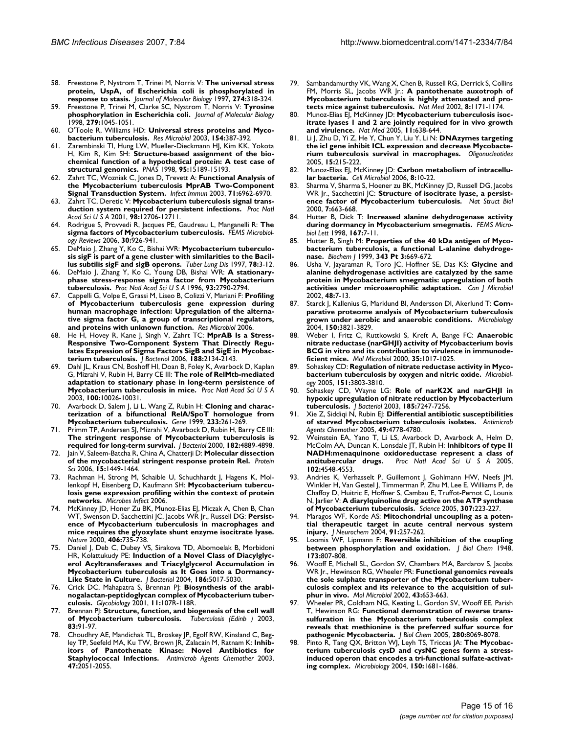58. Freestone P, Nystrom T, Trinei M, Norris V: **The universal stress protein, UspA, of Escherichia coli is phosphorylated in response to stasis.** *Journal of Molecular Biology* 1997, **274:**318-324.
59. Freestone P, Trinei M, Clarke SC, Nystrom T, Norris V: **Tyrosine phosphorylation in Escherichia coli.** *Journal of Molecular Biology* 1998, **279:**1045-1051.
60. O'Toole R, Williams HD: **Universal stress proteins and Mycobacterium tuberculosis.** *Res Microbiol* 2003, **154:**387-392.
61. Zarembinski TI, Hung LW, Mueller-Dieckmann HJ, Kim KK, Yokota H, Kim R, Kim SH: **Structure-based assignment of the biochemical function of a hypothetical protein: A test case of structural genomics.** *PNAS* 1998, **95:**15189-15193.
62. Zahrt TC, Wozniak C, Jones D, Trevett A: **Functional Analysis of the Mycobacterium tuberculosis MprAB Two-Component Signal Transduction System.** *Infect Immun* 2003, **71:**6962-6970.
63. Zahrt TC, Deretic V: **Mycobacterium tuberculosis signal transduction system required for persistent infections.** *Proc Natl Acad Sci U S A* 2001, **98:**12706-12711.
64. Rodrigue S, Provvedi R, Jacques PE, Gaudreau L, Manganelli R: **The sigma factors of Mycobacterium tuberculosis.** *FEMS Microbiology Reviews* 2006, **30:**926-941.
65. DeMaio J, Zhang Y, Ko C, Bishai WR: **Mycobacterium tuberculosis sigF is part of a gene cluster with similarities to the Bacillus subtilis sigF and sigB operons.** *Tuber Lung Dis* 1997, **78:**3-12.
66. DeMaio J, Zhang Y, Ko C, Young DB, Bishai WR: **A stationary-phase stress-response sigma factor from Mycobacterium tuberculosis.** *Proc Natl Acad Sci U S A* 1996, **93:**2790-2794.
67. Cappelli G, Volpe E, Grassi M, Liseo B, Colizzi V, Mariani F: **Profiling of Mycobacterium tuberculosis gene expression during human macrophage infection: Upregulation of the alternative sigma factor G, a group of transcriptional regulators, and proteins with unknown function.** *Res Microbiol* 2006.
68. He H, Hovey R, Kane J, Singh V, Zahrt TC: **MprAB Is a Stress-Responsive Two-Component System That Directly Regulates Expression of Sigma Factors SigB and SigE in Mycobacterium tuberculosis.** *J Bacteriol* 2006, **188:**2134-2143.
69. Dahl JL, Kraus CN, Boshoff HI, Doan B, Foley K, Avarbock D, Kaplan G, Mizrahi V, Rubin H, Barry CE III: **The role of RelMtb-mediated adaptation to stationary phase in long-term persistence of Mycobacterium tuberculosis in mice.** *Proc Natl Acad Sci U S A* 2003, **100:**10026-10031.
70. Avarbock D, Salem J, Li L, Wang Z, Rubin H: **Cloning and characterization of a bifunctional RelA/SpoT homologue from Mycobacterium tuberculosis.** *Gene* 1999, **233:**261-269.
71. Primm TP, Andersen SJ, Mizrahi V, Avarbock D, Rubin H, Barry CE III: **The stringent response of Mycobacterium tuberculosis is required for long-term survival.** *J Bacteriol* 2000, **182:**4889-4898.
72. Jain V, Saleem-Batcha R, China A, Chatterji D: **Molecular dissection of the mycobacterial stringent response protein Rel.** *Protein Sci* 2006, **15:**1449-1464.
73. Rachman H, Strong M, Schaible U, Schuchhardt J, Hagens K, Mollenkopf H, Eisenberg D, Kaufmann SH: **Mycobacterium tuberculosis gene expression profiling within the context of protein networks.** *Microbes Infect* 2006.
74. McKinney JD, Honer Zu BK, Munoz-Elias EJ, Miczak A, Chen B, Chan WT, Swenson D, Sacchettini JC, Jacobs WR Jr., Russell DG: **Persistence of Mycobacterium tuberculosis in macrophages and mice requires the glyoxylate shunt enzyme isocitrate lyase.** *Nature* 2000, **406:**735-738.
75. Daniel J, Deb C, Dubey VS, Sirakova TD, Abomoelak B, Morbidoni HR, Kolattukudy PE: **Induction of a Novel Class of Diacylglycerol Acyltransferases and Triacylglycerol Accumulation in Mycobacterium tuberculosis as It Goes into a Dormancy-Like State in Culture.** *J Bacteriol* 2004, **186:**5017-5030.
76. Crick DC, Mahapatra S, Brennan PJ: **Biosynthesis of the arabinogalactan-peptidoglycan complex of Mycobacterium tuberculosis.** *Glycobiology* 2001, **11:**107R-118R.
77. Brennan PJ: **Structure, function, and biogenesis of the cell wall of Mycobacterium tuberculosis.** *Tuberculosis (Edinb )* 2003, **83:**91-97.
78. Choudhry AE, Mandichak TL, Broskey JP, Egolf RW, Kinsland C, Begley TP, Seefeld MA, Ku TW, Brown JR, Zalacain M, Ratnam K: **Inhibitors of Pantothenate Kinase: Novel Antibiotics for Staphylococcal Infections.** *Antimicrob Agents Chemother* 2003, **47:**2051-2055.
79. Sambandamurthy VK, Wang X, Chen B, Russell RG, Derrick S, Collins FM, Morris SL, Jacobs WR Jr.: **A pantothenate auxotroph of Mycobacterium tuberculosis is highly attenuated and protects mice against tuberculosis.** *Nat Med* 2002, **8:**1171-1174.
80. Munoz-Elias EJ, McKinney JD: **Mycobacterium tuberculosis isocitrate lyases 1 and 2 are jointly required for in vivo growth and virulence.** *Nat Med* 2005, **11:**638-644.
81. Li J, Zhu D, Yi Z, He Y, Chun Y, Liu Y, Li N: **DNAzymes targeting the icl gene inhibit ICL expression and decrease Mycobacterium tuberculosis survival in macrophages.** *Oligonucleotides* 2005, **15:**215-222.
82. Munoz-Elias EJ, McKinney JD: **Carbon metabolism of intracellular bacteria.** *Cell Microbiol* 2006, **8:**10-22.
83. Sharma V, Sharma S, Hoener zu BK, McKinney JD, Russell DG, Jacobs WR Jr., Sacchettini JC: **Structure of isocitrate lyase, a persistence factor of Mycobacterium tuberculosis.** *Nat Struct Biol* 2000, **7:**663-668.
84. Hutter B, Dick T: **Increased alanine dehydrogenase activity during dormancy in Mycobacterium smegmatis.** *FEMS Microbiol Lett* 1998, **167:**7-11.
85. Hutter B, Singh M: **Properties of the 40 kDa antigen of Mycobacterium tuberculosis, a functional L-alanine dehydrogenase.** *Biochem J* 1999, **343 Pt 3:**669-672.
86. Usha V, Jayaraman R, Toro JC, Hoffner SE, Das KS: **Glycine and alanine dehydrogenase activities are catalyzed by the same protein in Mycobacterium smegmatis: upregulation of both activities under microaerophilic adaptation.** *Can J Microbiol* 2002, **48:**7-13.
87. Starck J, Kallenius G, Marklund BI, Andersson DI, Akerlund T: **Comparative proteome analysis of Mycobacterium tuberculosis grown under aerobic and anaerobic conditions.** *Microbiology* 2004, **150:**3821-3829.
88. Weber I, Fritz C, Ruttkowski S, Kreft A, Bange FC: **Anaerobic nitrate reductase (narGHJI) activity of Mycobacterium bovis BCG in vitro and its contribution to virulence in immunodeficient mice.** *Mol Microbiol* 2000, **35:**1017-1025.
89. Sohaskey CD: **Regulation of nitrate reductase activity in Mycobacterium tuberculosis by oxygen and nitric oxide.** *Microbiology* 2005, **151:**3803-3810.
90. Sohaskey CD, Wayne LG: **Role of narK2X and narGHJI in hypoxic upregulation of nitrate reduction by Mycobacterium tuberculosis.** *J Bacteriol* 2003, **185:**7247-7256.
91. Xie Z, Siddiqi N, Rubin EJ: **Differential antibiotic susceptibilities of starved Mycobacterium tuberculosis isolates.** *Antimicrob Agents Chemother* 2005, **49:**4778-4780.
92. Weinstein EA, Yano T, Li LS, Avarbock D, Avarbock A, Helm D, McColm AA, Duncan K, Lonsdale JT, Rubin H: **Inhibitors of type II NADH:menaquinone oxidoreductase represent a class of antitubercular drugs.** *Proc Natl Acad Sci U S A* 2005, **102:**4548-4553.
93. Andries K, Verhasselt P, Guillemont J, Gohlmann HW, Neefs JM, Winkler H, Van Gestel J, Timmerman P, Zhu M, Lee E, Williams P, de Chaffoy D, Huitric E, Hoffner S, Cambau E, Truffot-Pernot C, Lounis N, Jarlier V: **A diarylquinoline drug active on the ATP synthase of Mycobacterium tuberculosis.** *Science* 2005, **307:**223-227.
94. Maragos WF, Korde AS: **Mitochondrial uncoupling as a potential therapeutic target in acute central nervous system injury.** *J Neurochem* 2004, **91:**257-262.
95. Loomis WF, Lipmann F: **Reversible inhibition of the coupling between phosphorylation and oxidation.** *J Biol Chem* 1948, **173:**807-808.
96. Wooff E, Michell SL, Gordon SV, Chambers MA, Bardarov S, Jacobs WR Jr., Hewinson RG, Wheeler PR: **Functional genomics reveals the sole sulphate transporter of the Mycobacterium tuberculosis complex and its relevance to the acquisition of sulphur in vivo.** *Mol Microbiol* 2002, **43:**653-663.
97. Wheeler PR, Coldham NG, Keating L, Gordon SV, Wooff EE, Parish T, Hewinson RG: **Functional demonstration of reverse transsulfuration in the Mycobacterium tuberculosis complex reveals that methionine is the preferred sulfur source for pathogenic Mycobacteria.** *J Biol Chem* 2005, **280:**8069-8078.
98. Pinto R, Tang QX, Britton WJ, Leyh TS, Triccas JA: **The Mycobacterium tuberculosis cysD and cysNC genes form a stress-induced operon that encodes a tri-functional sulfate-activating complex.** *Microbiology* 2004, **150:**1681-1686.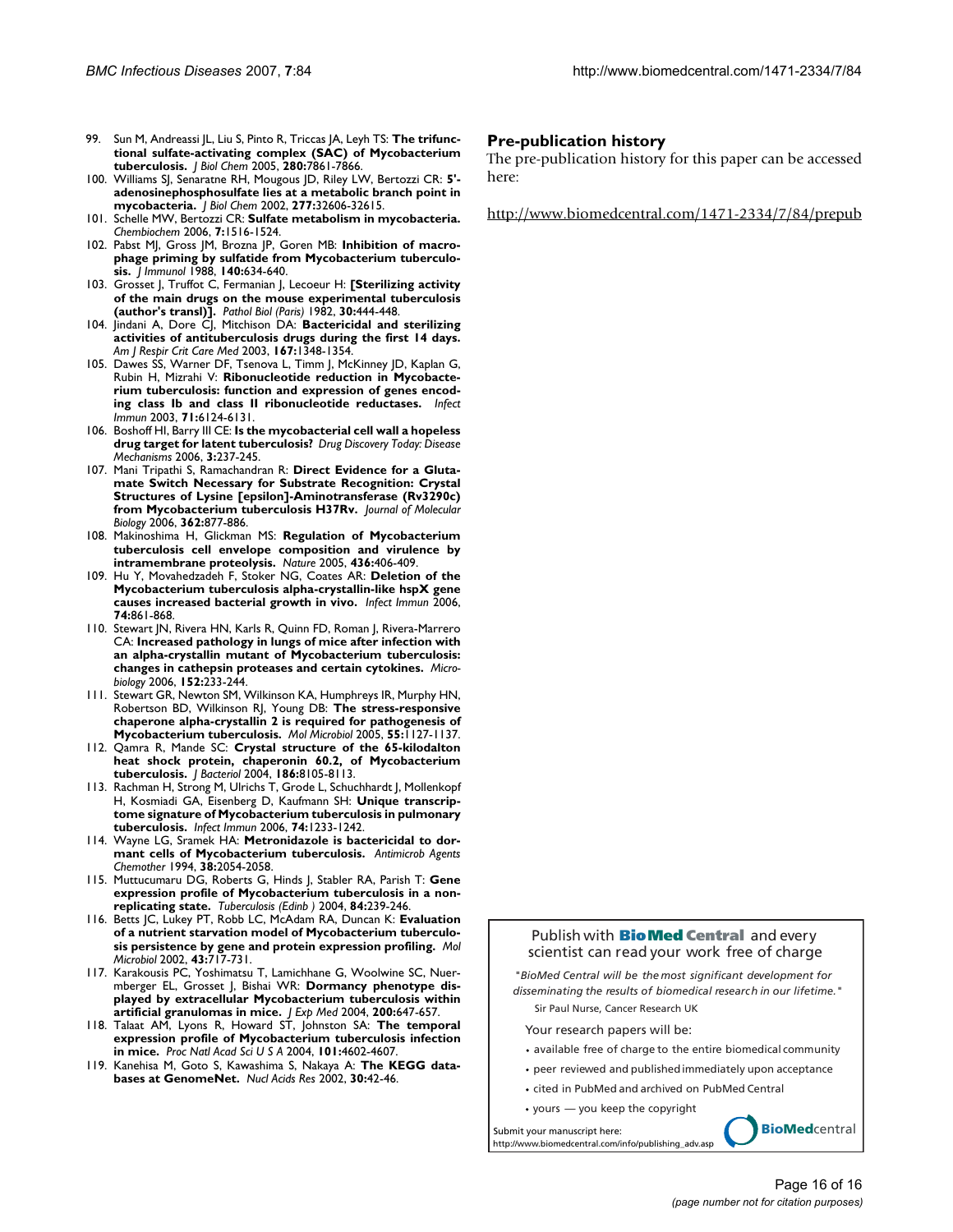99. Sun M, Andreassi JL, Liu S, Pinto R, Triccas JA, Leyh TS: **The trifunctional sulfate-activating complex (SAC) of Mycobacterium tuberculosis.** *J Biol Chem* 2005, **280:**7861-7866.
100. Williams SJ, Senaratne RH, Mougous JD, Riley LW, Bertozzi CR: **5'-adenosinephosphosulfate lies at a metabolic branch point in mycobacteria.** *J Biol Chem* 2002, **277:**32606-32615.
101. Schelle MW, Bertozzi CR: **Sulfate metabolism in mycobacteria.** *Chembiochem* 2006, **7:**1516-1524.
102. Pabst MJ, Gross JM, Brozna JP, Goren MB: **Inhibition of macrophage priming by sulfatide from Mycobacterium tuberculosis.** *J Immunol* 1988, **140:**634-640.
103. Grosset J, Truffot C, Fermanian J, Lecoeur H: **[Sterilizing activity of the main drugs on the mouse experimental tuberculosis (author's transl)].** *Pathol Biol (Paris)* 1982, **30:**444-448.
104. Jindani A, Dore CJ, Mitchison DA: **Bactericidal and sterilizing activities of antituberculosis drugs during the first 14 days.** *Am J Respir Crit Care Med* 2003, **167:**1348-1354.
105. Dawes SS, Warner DF, Tsenova L, Timm J, McKinney JD, Kaplan G, Rubin H, Mizrahi V: **Ribonucleotide reduction in Mycobacterium tuberculosis: function and expression of genes encoding class Ib and class II ribonucleotide reductases.** *Infect Immun* 2003, **71:**6124-6131.
106. Boshoff HI, Barry III CE: **Is the mycobacterial cell wall a hopeless drug target for latent tuberculosis?** *Drug Discovery Today: Disease Mechanisms* 2006, **3:**237-245.
107. Mani Tripathi S, Ramachandran R: **Direct Evidence for a Glutamate Switch Necessary for Substrate Recognition: Crystal Structures of Lysine [epsilon]-Aminotransferase (Rv3290c) from Mycobacterium tuberculosis H37Rv.** *Journal of Molecular Biology* 2006, **362:**877-886.
108. Makinoshima H, Glickman MS: **Regulation of Mycobacterium tuberculosis cell envelope composition and virulence by intramembrane proteolysis.** *Nature* 2005, **436:**406-409.
109. Hu Y, Movahedzadeh F, Stoker NG, Coates AR: **Deletion of the Mycobacterium tuberculosis alpha-crystallin-like hspX gene causes increased bacterial growth in vivo.** *Infect Immun* 2006, **74:**861-868.
110. Stewart JN, Rivera HN, Karls R, Quinn FD, Roman J, Rivera-Marrero CA: **Increased pathology in lungs of mice after infection with an alpha-crystallin mutant of Mycobacterium tuberculosis: changes in cathepsin proteases and certain cytokines.** *Microbiology* 2006, **152:**233-244.
111. Stewart GR, Newton SM, Wilkinson KA, Humphreys IR, Murphy HN, Robertson BD, Wilkinson RJ, Young DB: **The stress-responsive chaperone alpha-crystallin 2 is required for pathogenesis of Mycobacterium tuberculosis.** *Mol Microbiol* 2005, **55:**1127-1137.
112. Qamra R, Mande SC: **Crystal structure of the 65-kilodalton heat shock protein, chaperonin 60.2, of Mycobacterium tuberculosis.** *J Bacteriol* 2004, **186:**8105-8113.
113. Rachman H, Strong M, Ulrichs T, Grode L, Schuchhardt J, Mollenkopf H, Kosmiadi GA, Eisenberg D, Kaufmann SH: **Unique transcriptome signature of Mycobacterium tuberculosis in pulmonary tuberculosis.** *Infect Immun* 2006, **74:**1233-1242.
114. Wayne LG, Sramek HA: **Metronidazole is bactericidal to dormant cells of Mycobacterium tuberculosis.** *Antimicrob Agents Chemother* 1994, **38:**2054-2058.
115. Muttucumaru DG, Roberts G, Hinds J, Stabler RA, Parish T: **Gene expression profile of Mycobacterium tuberculosis in a non-replicating state.** *Tuberculosis (Edinb )* 2004, **84:**239-246.
116. Betts JC, Lukey PT, Robb LC, McAdam RA, Duncan K: **Evaluation of a nutrient starvation model of Mycobacterium tuberculosis persistence by gene and protein expression profiling.** *Mol Microbiol* 2002, **43:**717-731.
117. Karakousis PC, Yoshimatsu T, Lamichhane G, Woolwine SC, Nuermberger EL, Grosset J, Bishai WR: **Dormancy phenotype displayed by extracellular Mycobacterium tuberculosis within artificial granulomas in mice.** *J Exp Med* 2004, **200:**647-657.
118. Talaat AM, Lyons R, Howard ST, Johnston SA: **The temporal expression profile of Mycobacterium tuberculosis infection in mice.** *Proc Natl Acad Sci U S A* 2004, **101:**4602-4607.
119. Kanehisa M, Goto S, Kawashima S, Nakaya A: **The KEGG databases at GenomeNet.** *Nucl Acids Res* 2002, **30:**42-46.

## Pre-publication history

The pre-publication history for this paper can be accessed here:

http://www.biomedcentral.com/1471-2334/7/84/prepub

Publish with **BioMed Central** and every scientist can read your work free of charge

*"BioMed Central will be the most significant development for disseminating the results of biomedical research in our lifetime."*

Sir Paul Nurse, Cancer Research UK

Your research papers will be:

- available free of charge to the entire biomedical community
- peer reviewed and published immediately upon acceptance
- cited in PubMed and archived on PubMed Central
- yours — you keep the copyright

Submit your manuscript here:
http://www.biomedcentral.com/info/publishing_adv.asp

BioMedcentral